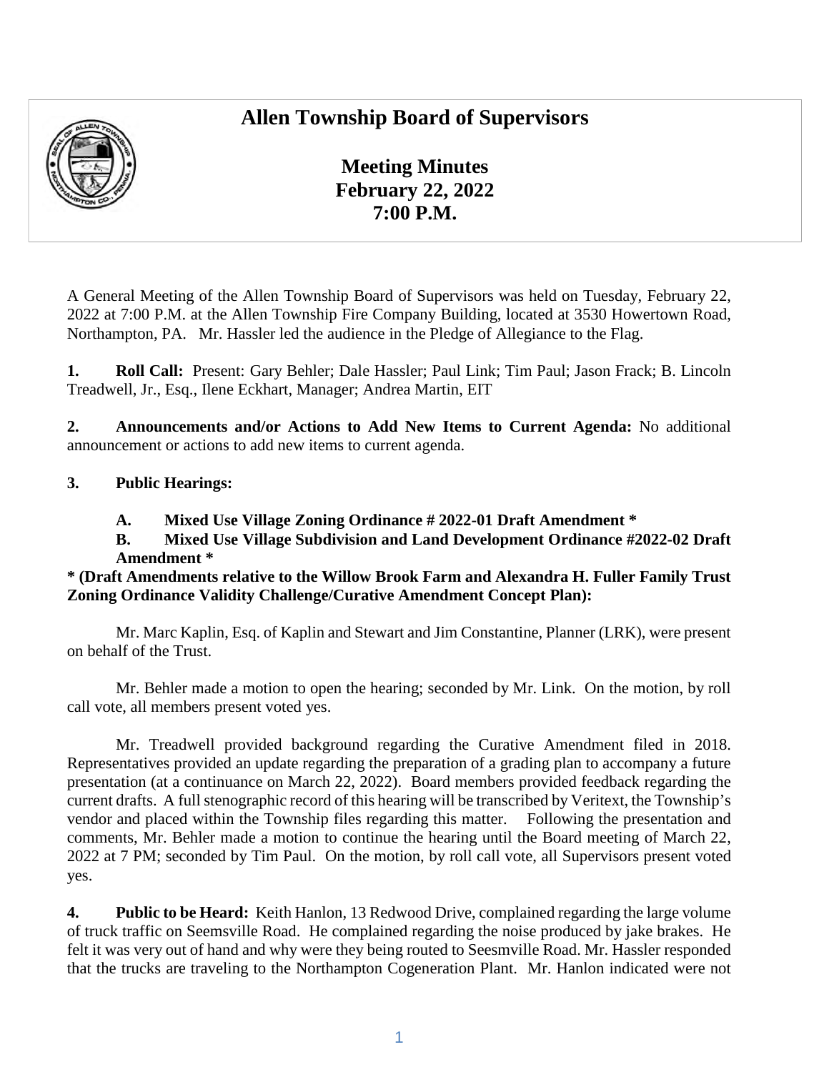# Allen Township Board of Supervisors

## Meeting Minutes
## February 22, 2022
## 7:00 P.M.

A General Meeting of the Allen Township Board of Supervisors was held on Tuesday, February 22, 2022 at 7:00 P.M. at the Allen Township Fire Company Building, located at 3530 Howertown Road, Northampton, PA. Mr. Hassler led the audience in the Pledge of Allegiance to the Flag.

**1. Roll Call:** Present: Gary Behler; Dale Hassler; Paul Link; Tim Paul; Jason Frack; B. Lincoln Treadwell, Jr., Esq., Ilene Eckhart, Manager; Andrea Martin, EIT

**2. Announcements and/or Actions to Add New Items to Current Agenda:** No additional announcement or actions to add new items to current agenda.

**3. Public Hearings:**

**A. Mixed Use Village Zoning Ordinance # 2022-01 Draft Amendment ***

**B. Mixed Use Village Subdivision and Land Development Ordinance #2022-02 Draft Amendment ***

*** (Draft Amendments relative to the Willow Brook Farm and Alexandra H. Fuller Family Trust Zoning Ordinance Validity Challenge/Curative Amendment Concept Plan):**

Mr. Marc Kaplin, Esq. of Kaplin and Stewart and Jim Constantine, Planner (LRK), were present on behalf of the Trust.

Mr. Behler made a motion to open the hearing; seconded by Mr. Link. On the motion, by roll call vote, all members present voted yes.

Mr. Treadwell provided background regarding the Curative Amendment filed in 2018. Representatives provided an update regarding the preparation of a grading plan to accompany a future presentation (at a continuance on March 22, 2022). Board members provided feedback regarding the current drafts. A full stenographic record of this hearing will be transcribed by Veritext, the Township's vendor and placed within the Township files regarding this matter. Following the presentation and comments, Mr. Behler made a motion to continue the hearing until the Board meeting of March 22, 2022 at 7 PM; seconded by Tim Paul. On the motion, by roll call vote, all Supervisors present voted yes.

**4. Public to be Heard:** Keith Hanlon, 13 Redwood Drive, complained regarding the large volume of truck traffic on Seemsville Road. He complained regarding the noise produced by jake brakes. He felt it was very out of hand and why were they being routed to Seesmville Road. Mr. Hassler responded that the trucks are traveling to the Northampton Cogeneration Plant. Mr. Hanlon indicated were not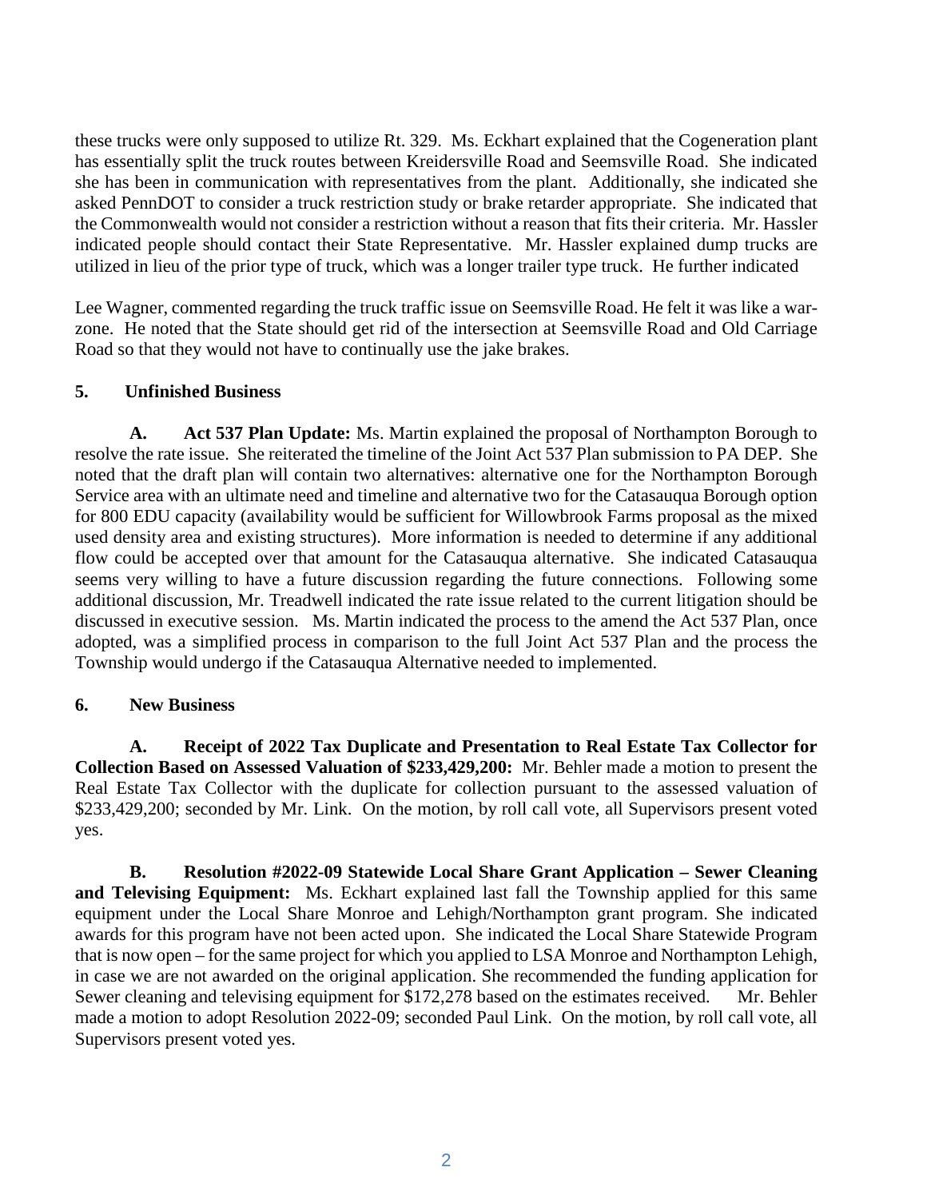these trucks were only supposed to utilize Rt. 329. Ms. Eckhart explained that the Cogeneration plant has essentially split the truck routes between Kreidersville Road and Seemsville Road. She indicated she has been in communication with representatives from the plant. Additionally, she indicated she asked PennDOT to consider a truck restriction study or brake retarder appropriate. She indicated that the Commonwealth would not consider a restriction without a reason that fits their criteria. Mr. Hassler indicated people should contact their State Representative. Mr. Hassler explained dump trucks are utilized in lieu of the prior type of truck, which was a longer trailer type truck. He further indicated

Lee Wagner, commented regarding the truck traffic issue on Seemsville Road. He felt it was like a war-zone. He noted that the State should get rid of the intersection at Seemsville Road and Old Carriage Road so that they would not have to continually use the jake brakes.

**5. Unfinished Business**

**A. Act 537 Plan Update:** Ms. Martin explained the proposal of Northampton Borough to resolve the rate issue. She reiterated the timeline of the Joint Act 537 Plan submission to PA DEP. She noted that the draft plan will contain two alternatives: alternative one for the Northampton Borough Service area with an ultimate need and timeline and alternative two for the Catasauqua Borough option for 800 EDU capacity (availability would be sufficient for Willowbrook Farms proposal as the mixed used density area and existing structures). More information is needed to determine if any additional flow could be accepted over that amount for the Catasauqua alternative. She indicated Catasauqua seems very willing to have a future discussion regarding the future connections. Following some additional discussion, Mr. Treadwell indicated the rate issue related to the current litigation should be discussed in executive session. Ms. Martin indicated the process to the amend the Act 537 Plan, once adopted, was a simplified process in comparison to the full Joint Act 537 Plan and the process the Township would undergo if the Catasauqua Alternative needed to implemented.

**6. New Business**

**A. Receipt of 2022 Tax Duplicate and Presentation to Real Estate Tax Collector for Collection Based on Assessed Valuation of $233,429,200:** Mr. Behler made a motion to present the Real Estate Tax Collector with the duplicate for collection pursuant to the assessed valuation of $233,429,200; seconded by Mr. Link. On the motion, by roll call vote, all Supervisors present voted yes.

**B. Resolution #2022-09 Statewide Local Share Grant Application – Sewer Cleaning and Televising Equipment:** Ms. Eckhart explained last fall the Township applied for this same equipment under the Local Share Monroe and Lehigh/Northampton grant program. She indicated awards for this program have not been acted upon. She indicated the Local Share Statewide Program that is now open – for the same project for which you applied to LSA Monroe and Northampton Lehigh, in case we are not awarded on the original application. She recommended the funding application for Sewer cleaning and televising equipment for $172,278 based on the estimates received. Mr. Behler made a motion to adopt Resolution 2022-09; seconded Paul Link. On the motion, by roll call vote, all Supervisors present voted yes.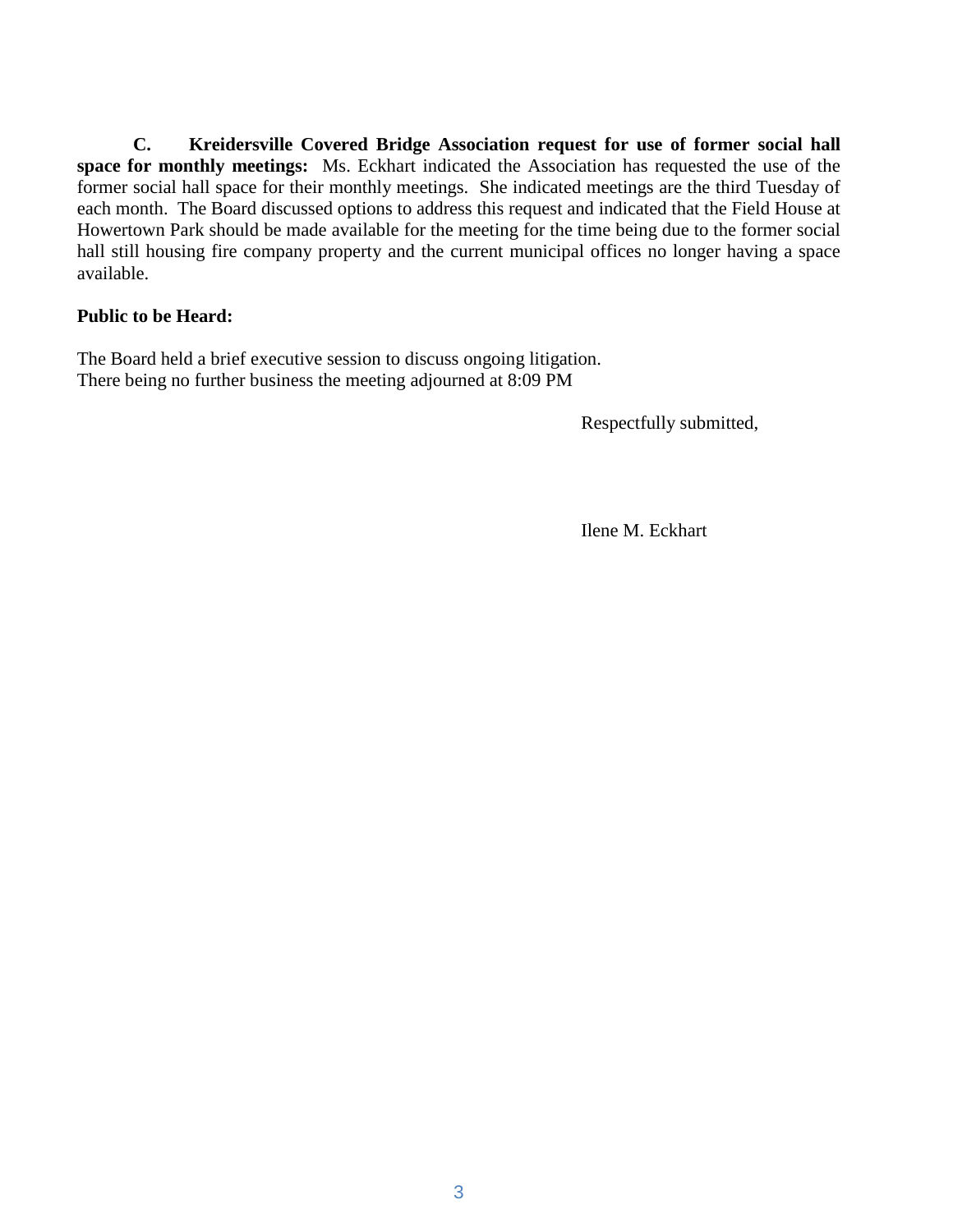**C. Kreidersville Covered Bridge Association request for use of former social hall space for monthly meetings:** Ms. Eckhart indicated the Association has requested the use of the former social hall space for their monthly meetings. She indicated meetings are the third Tuesday of each month. The Board discussed options to address this request and indicated that the Field House at Howertown Park should be made available for the meeting for the time being due to the former social hall still housing fire company property and the current municipal offices no longer having a space available.

**Public to be Heard:**

The Board held a brief executive session to discuss ongoing litigation.
There being no further business the meeting adjourned at 8:09 PM

Respectfully submitted,

Ilene M. Eckhart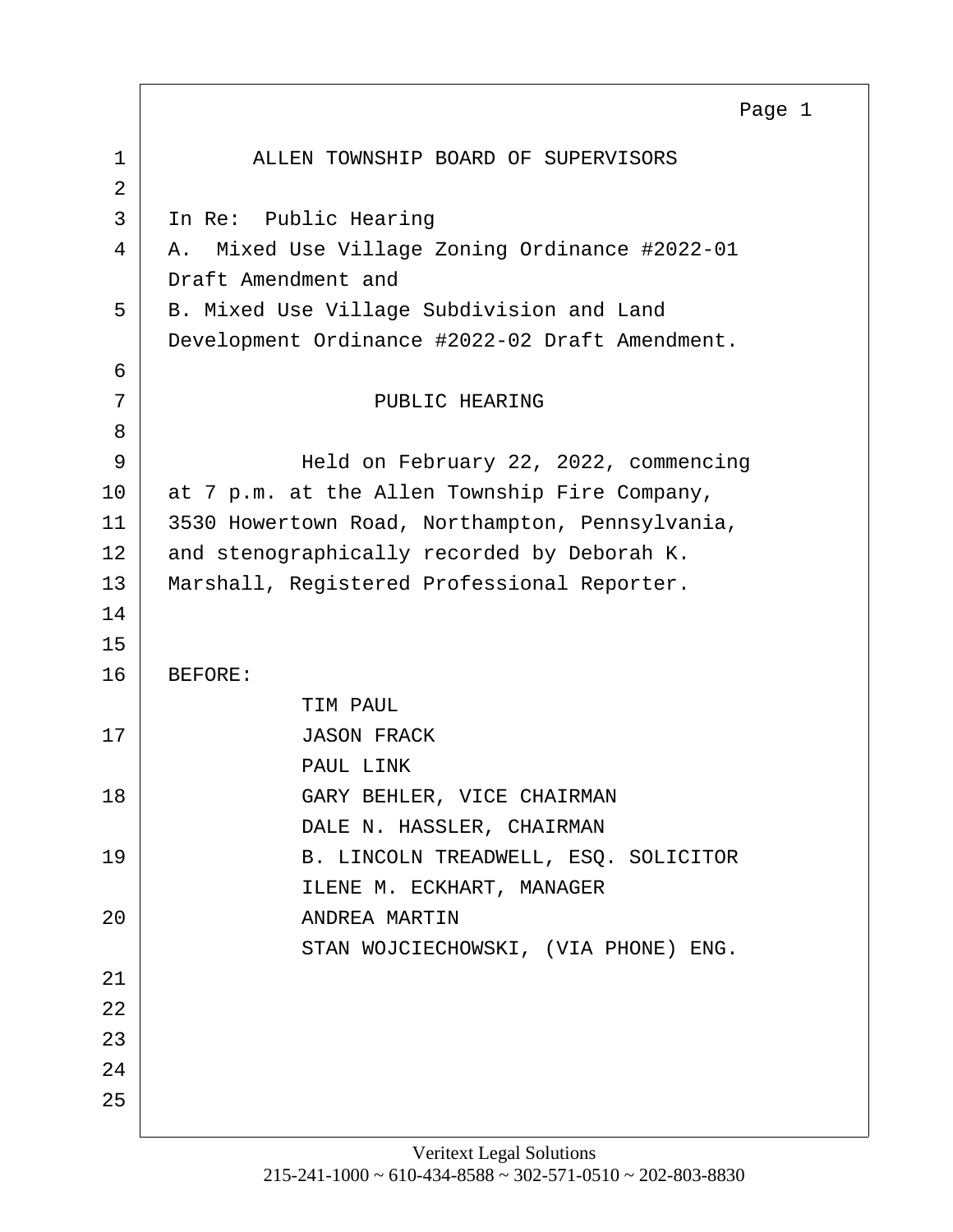ALLEN TOWNSHIP BOARD OF SUPERVISORS

In Re: Public Hearing

A. Mixed Use Village Zoning Ordinance #2022-01 Draft Amendment and

B. Mixed Use Village Subdivision and Land Development Ordinance #2022-02 Draft Amendment.

PUBLIC HEARING

Held on February 22, 2022, commencing at 7 p.m. at the Allen Township Fire Company, 3530 Howertown Road, Northampton, Pennsylvania, and stenographically recorded by Deborah K. Marshall, Registered Professional Reporter.

BEFORE:

TIM PAUL
JASON FRACK
PAUL LINK
GARY BEHLER, VICE CHAIRMAN
DALE N. HASSLER, CHAIRMAN
B. LINCOLN TREADWELL, ESQ. SOLICITOR
ILENE M. ECKHART, MANAGER
ANDREA MARTIN
STAN WOJCIECHOWSKI, (VIA PHONE) ENG.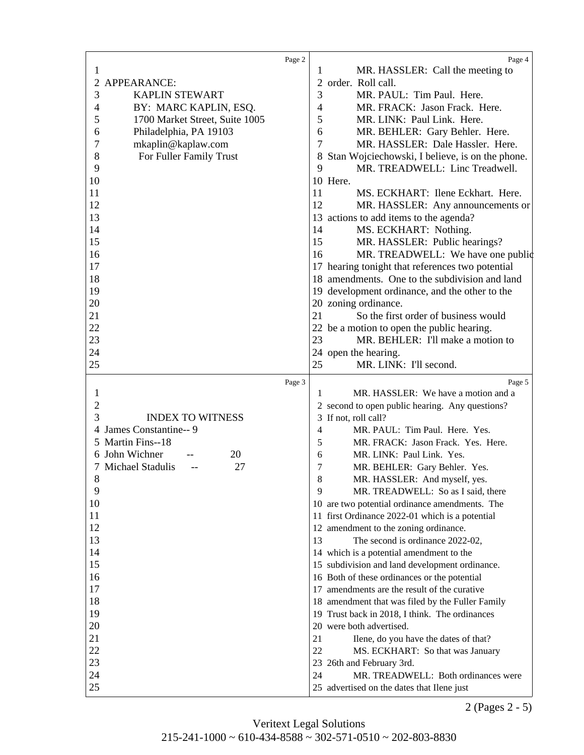APPEARANCE:

KAPLIN STEWART
BY: MARC KAPLIN, ESQ.
1700 Market Street, Suite 1005
Philadelphia, PA 19103
mkaplin@kaplaw.com
For Fuller Family Trust

INDEX TO WITNESS

James Constantine-- 9
Martin Fins--18
John Wichner -- 20
Michael Stadulis -- 27

MR. HASSLER: Call the meeting to order. Roll call.

MR. PAUL: Tim Paul. Here.

MR. FRACK: Jason Frack. Here.

MR. LINK: Paul Link. Here.

MR. BEHLER: Gary Behler. Here.

MR. HASSLER: Dale Hassler. Here. Stan Wojciechowski, I believe, is on the phone.

MR. TREADWELL: Linc Treadwell. Here.

MS. ECKHART: Ilene Eckhart. Here.

MR. HASSLER: Any announcements or actions to add items to the agenda?

MS. ECKHART: Nothing.

MR. HASSLER: Public hearings?

MR. TREADWELL: We have one public hearing tonight that references two potential amendments. One to the subdivision and land development ordinance, and the other to the zoning ordinance.

So the first order of business would be a motion to open the public hearing.

MR. BEHLER: I'll make a motion to open the hearing.

MR. LINK: I'll second.

MR. HASSLER: We have a motion and a second to open public hearing. Any questions? If not, roll call?

MR. PAUL: Tim Paul. Here. Yes.

MR. FRACK: Jason Frack. Yes. Here.

MR. LINK: Paul Link. Yes.

MR. BEHLER: Gary Behler. Yes.

MR. HASSLER: And myself, yes.

MR. TREADWELL: So as I said, there are two potential ordinance amendments. The first Ordinance 2022-01 which is a potential amendment to the zoning ordinance.

The second is ordinance 2022-02, which is a potential amendment to the subdivision and land development ordinance. Both of these ordinances or the potential amendments are the result of the curative amendment that was filed by the Fuller Family Trust back in 2018, I think. The ordinances were both advertised.

Ilene, do you have the dates of that?

MS. ECKHART: So that was January 26th and February 3rd.

MR. TREADWELL: Both ordinances were advertised on the dates that Ilene just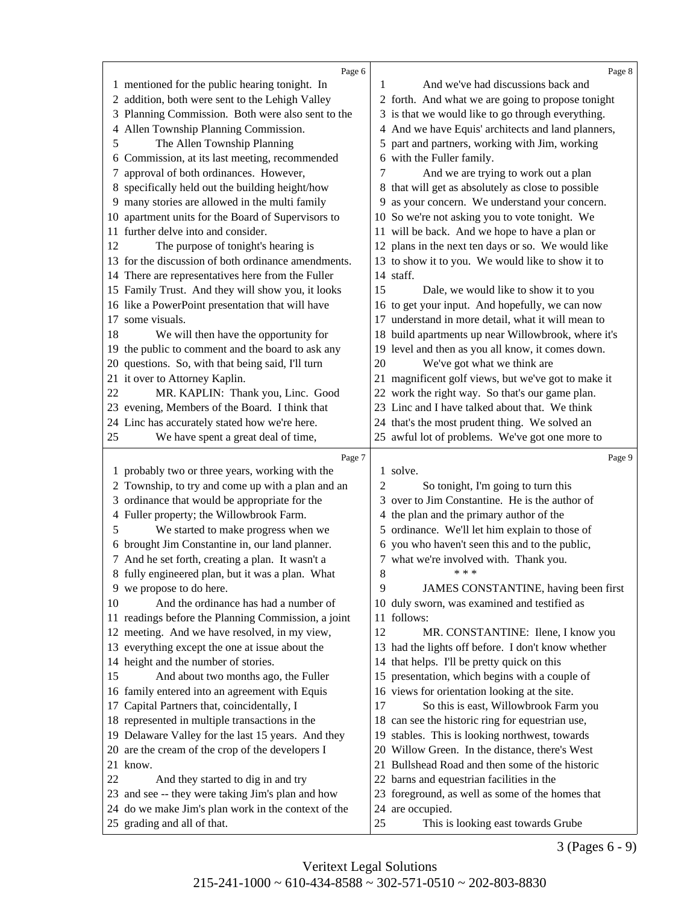mentioned for the public hearing tonight. In addition, both were sent to the Lehigh Valley Planning Commission. Both were also sent to the Allen Township Planning Commission.

The Allen Township Planning Commission, at its last meeting, recommended approval of both ordinances. However, specifically held out the building height/how many stories are allowed in the multi family apartment units for the Board of Supervisors to further delve into and consider.

The purpose of tonight's hearing is for the discussion of both ordinance amendments. There are representatives here from the Fuller Family Trust. And they will show you, it looks like a PowerPoint presentation that will have some visuals.

We will then have the opportunity for the public to comment and the board to ask any questions. So, with that being said, I'll turn it over to Attorney Kaplin.

MR. KAPLIN: Thank you, Linc. Good evening, Members of the Board. I think that Linc has accurately stated how we're here.

We have spent a great deal of time, probably two or three years, working with the Township, to try and come up with a plan and an ordinance that would be appropriate for the Fuller property; the Willowbrook Farm.

We started to make progress when we brought Jim Constantine in, our land planner. And he set forth, creating a plan. It wasn't a fully engineered plan, but it was a plan. What we propose to do here.

And the ordinance has had a number of readings before the Planning Commission, a joint meeting. And we have resolved, in my view, everything except the one at issue about the height and the number of stories.

And about two months ago, the Fuller family entered into an agreement with Equis Capital Partners that, coincidentally, I represented in multiple transactions in the Delaware Valley for the last 15 years. And they are the cream of the crop of the developers I know.

And they started to dig in and try and see -- they were taking Jim's plan and how do we make Jim's plan work in the context of the grading and all of that.

And we've had discussions back and forth. And what we are going to propose tonight is that we would like to go through everything. And we have Equis' architects and land planners, part and partners, working with Jim, working with the Fuller family.

And we are trying to work out a plan that will get as absolutely as close to possible as your concern. We understand your concern. So we're not asking you to vote tonight. We will be back. And we hope to have a plan or plans in the next ten days or so. We would like to show it to you. We would like to show it to staff.

Dale, we would like to show it to you to get your input. And hopefully, we can now understand in more detail, what it will mean to build apartments up near Willowbrook, where it's level and then as you all know, it comes down.

We've got what we think are magnificent golf views, but we've got to make it work the right way. So that's our game plan. Linc and I have talked about that. We think that's the most prudent thing. We solved an awful lot of problems. We've got one more to solve.

So tonight, I'm going to turn this over to Jim Constantine. He is the author of the plan and the primary author of the ordinance. We'll let him explain to those of you who haven't seen this and to the public, what we're involved with. Thank you.

\* \* \*

JAMES CONSTANTINE, having been first duly sworn, was examined and testified as follows:

MR. CONSTANTINE: Ilene, I know you had the lights off before. I don't know whether that helps. I'll be pretty quick on this presentation, which begins with a couple of views for orientation looking at the site.

So this is east, Willowbrook Farm you can see the historic ring for equestrian use, stables. This is looking northwest, towards Willow Green. In the distance, there's West Bullshead Road and then some of the historic barns and equestrian facilities in the foreground, as well as some of the homes that are occupied.

This is looking east towards Grube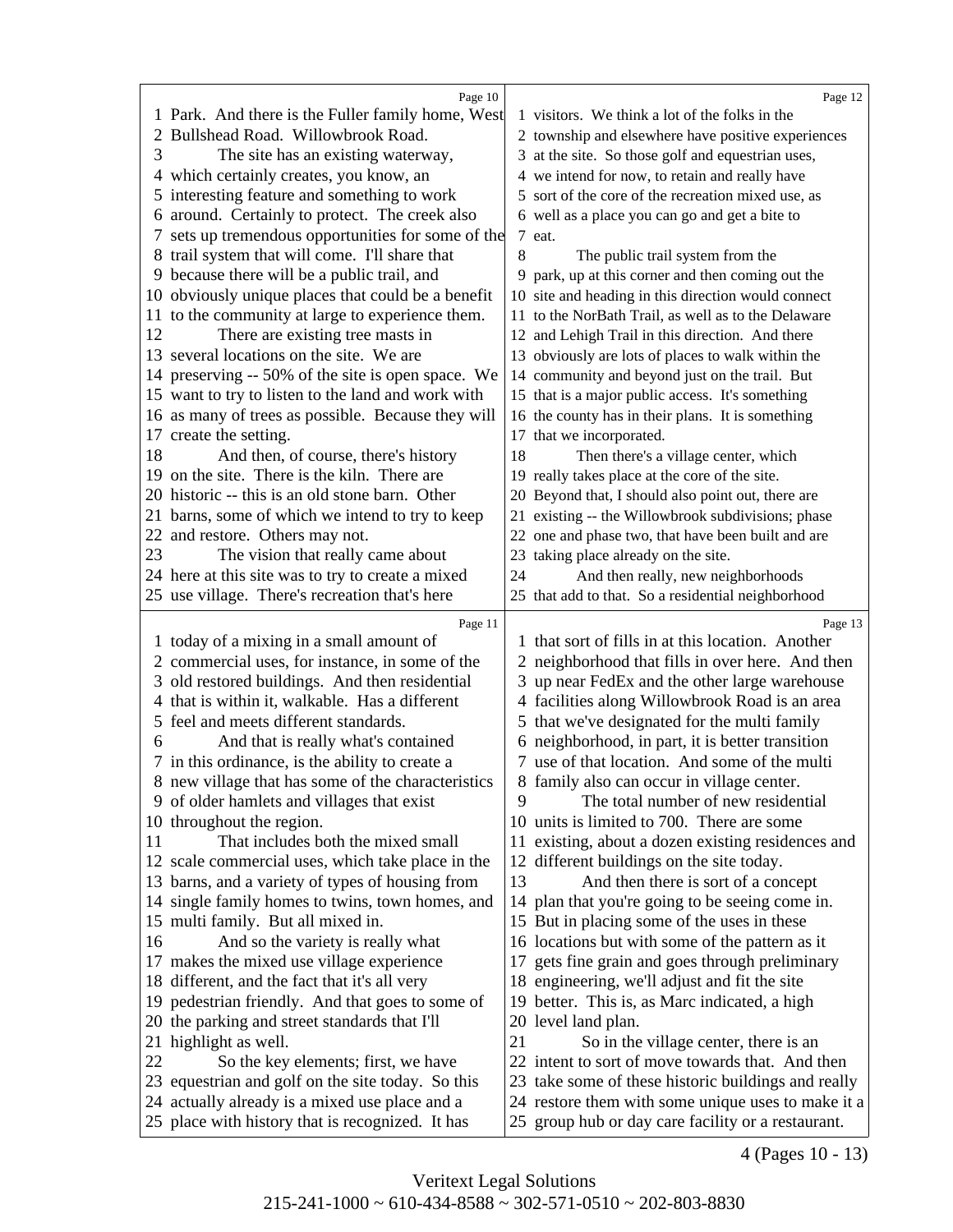Page 10

1 Park. And there is the Fuller family home, West
2 Bullshead Road. Willowbrook Road.
3 The site has an existing waterway,
4 which certainly creates, you know, an
5 interesting feature and something to work
6 around. Certainly to protect. The creek also
7 sets up tremendous opportunities for some of the
8 trail system that will come. I'll share that
9 because there will be a public trail, and
10 obviously unique places that could be a benefit
11 to the community at large to experience them.
12 There are existing tree masts in
13 several locations on the site. We are
14 preserving -- 50% of the site is open space. We
15 want to try to listen to the land and work with
16 as many of trees as possible. Because they will
17 create the setting.
18 And then, of course, there's history
19 on the site. There is the kiln. There are
20 historic -- this is an old stone barn. Other
21 barns, some of which we intend to try to keep
22 and restore. Others may not.
23 The vision that really came about
24 here at this site was to try to create a mixed
25 use village. There's recreation that's here

Page 11

1 today of a mixing in a small amount of
2 commercial uses, for instance, in some of the
3 old restored buildings. And then residential
4 that is within it, walkable. Has a different
5 feel and meets different standards.
6 And that is really what's contained
7 in this ordinance, is the ability to create a
8 new village that has some of the characteristics
9 of older hamlets and villages that exist
10 throughout the region.
11 That includes both the mixed small
12 scale commercial uses, which take place in the
13 barns, and a variety of types of housing from
14 single family homes to twins, town homes, and
15 multi family. But all mixed in.
16 And so the variety is really what
17 makes the mixed use village experience
18 different, and the fact that it's all very
19 pedestrian friendly. And that goes to some of
20 the parking and street standards that I'll
21 highlight as well.
22 So the key elements; first, we have
23 equestrian and golf on the site today. So this
24 actually already is a mixed use place and a
25 place with history that is recognized. It has

Page 12

1 visitors. We think a lot of the folks in the
2 township and elsewhere have positive experiences
3 at the site. So those golf and equestrian uses,
4 we intend for now, to retain and really have
5 sort of the core of the recreation mixed use, as
6 well as a place you can go and get a bite to
7 eat.
8 The public trail system from the
9 park, up at this corner and then coming out the
10 site and heading in this direction would connect
11 to the NorBath Trail, as well as to the Delaware
12 and Lehigh Trail in this direction. And there
13 obviously are lots of places to walk within the
14 community and beyond just on the trail. But
15 that is a major public access. It's something
16 the county has in their plans. It is something
17 that we incorporated.
18 Then there's a village center, which
19 really takes place at the core of the site.
20 Beyond that, I should also point out, there are
21 existing -- the Willowbrook subdivisions; phase
22 one and phase two, that have been built and are
23 taking place already on the site.
24 And then really, new neighborhoods
25 that add to that. So a residential neighborhood

Page 13

1 that sort of fills in at this location. Another
2 neighborhood that fills in over here. And then
3 up near FedEx and the other large warehouse
4 facilities along Willowbrook Road is an area
5 that we've designated for the multi family
6 neighborhood, in part, it is better transition
7 use of that location. And some of the multi
8 family also can occur in village center.
9 The total number of new residential
10 units is limited to 700. There are some
11 existing, about a dozen existing residences and
12 different buildings on the site today.
13 And then there is sort of a concept
14 plan that you're going to be seeing come in.
15 But in placing some of the uses in these
16 locations but with some of the pattern as it
17 gets fine grain and goes through preliminary
18 engineering, we'll adjust and fit the site
19 better. This is, as Marc indicated, a high
20 level land plan.
21 So in the village center, there is an
22 intent to sort of move towards that. And then
23 take some of these historic buildings and really
24 restore them with some unique uses to make it a
25 group hub or day care facility or a restaurant.

4 (Pages 10 - 13)

Veritext Legal Solutions
215-241-1000 ~ 610-434-8588 ~ 302-571-0510 ~ 202-803-8830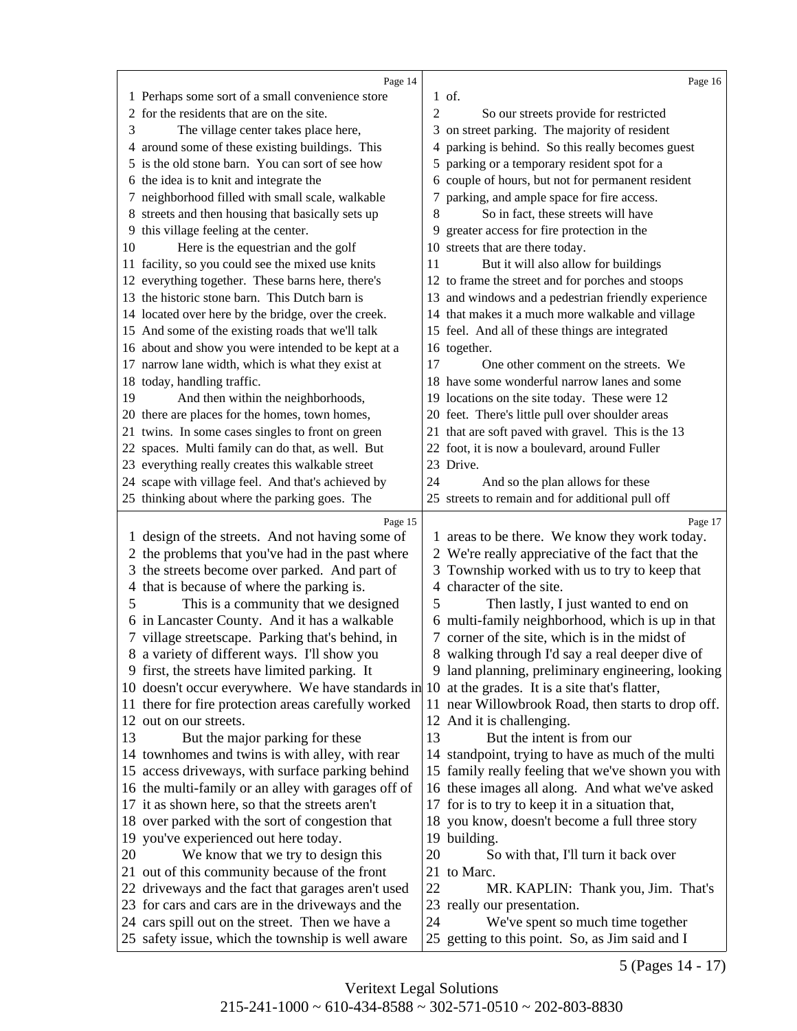Page 14

1 Perhaps some sort of a small convenience store
2 for the residents that are on the site.
3 The village center takes place here,
4 around some of these existing buildings. This
5 is the old stone barn. You can sort of see how
6 the idea is to knit and integrate the
7 neighborhood filled with small scale, walkable
8 streets and then housing that basically sets up
9 this village feeling at the center.
10 Here is the equestrian and the golf
11 facility, so you could see the mixed use knits
12 everything together. These barns here, there's
13 the historic stone barn. This Dutch barn is
14 located over here by the bridge, over the creek.
15 And some of the existing roads that we'll talk
16 about and show you were intended to be kept at a
17 narrow lane width, which is what they exist at
18 today, handling traffic.
19 And then within the neighborhoods,
20 there are places for the homes, town homes,
21 twins. In some cases singles to front on green
22 spaces. Multi family can do that, as well. But
23 everything really creates this walkable street
24 scape with village feel. And that's achieved by
25 thinking about where the parking goes. The

Page 15

1 design of the streets. And not having some of
2 the problems that you've had in the past where
3 the streets become over parked. And part of
4 that is because of where the parking is.
5 This is a community that we designed
6 in Lancaster County. And it has a walkable
7 village streetscape. Parking that's behind, in
8 a variety of different ways. I'll show you
9 first, the streets have limited parking. It
10 doesn't occur everywhere. We have standards in
11 there for fire protection areas carefully worked
12 out on our streets.
13 But the major parking for these
14 townhomes and twins is with alley, with rear
15 access driveways, with surface parking behind
16 the multi-family or an alley with garages off of
17 it as shown here, so that the streets aren't
18 over parked with the sort of congestion that
19 you've experienced out here today.
20 We know that we try to design this
21 out of this community because of the front
22 driveways and the fact that garages aren't used
23 for cars and cars are in the driveways and the
24 cars spill out on the street. Then we have a
25 safety issue, which the township is well aware

Page 16

1 of.
2 So our streets provide for restricted
3 on street parking. The majority of resident
4 parking is behind. So this really becomes guest
5 parking or a temporary resident spot for a
6 couple of hours, but not for permanent resident
7 parking, and ample space for fire access.
8 So in fact, these streets will have
9 greater access for fire protection in the
10 streets that are there today.
11 But it will also allow for buildings
12 to frame the street and for porches and stoops
13 and windows and a pedestrian friendly experience
14 that makes it a much more walkable and village
15 feel. And all of these things are integrated
16 together.
17 One other comment on the streets. We
18 have some wonderful narrow lanes and some
19 locations on the site today. These were 12
20 feet. There's little pull over shoulder areas
21 that are soft paved with gravel. This is the 13
22 foot, it is now a boulevard, around Fuller
23 Drive.
24 And so the plan allows for these
25 streets to remain and for additional pull off

Page 17

1 areas to be there. We know they work today.
2 We're really appreciative of the fact that the
3 Township worked with us to try to keep that
4 character of the site.
5 Then lastly, I just wanted to end on
6 multi-family neighborhood, which is up in that
7 corner of the site, which is in the midst of
8 walking through I'd say a real deeper dive of
9 land planning, preliminary engineering, looking
10 at the grades. It is a site that's flatter,
11 near Willowbrook Road, then starts to drop off.
12 And it is challenging.
13 But the intent is from our
14 standpoint, trying to have as much of the multi
15 family really feeling that we've shown you with
16 these images all along. And what we've asked
17 for is to try to keep it in a situation that,
18 you know, doesn't become a full three story
19 building.
20 So with that, I'll turn it back over
21 to Marc.
22 MR. KAPLIN: Thank you, Jim. That's
23 really our presentation.
24 We've spent so much time together
25 getting to this point. So, as Jim said and I

5 (Pages 14 - 17)

Veritext Legal Solutions
215-241-1000 ~ 610-434-8588 ~ 302-571-0510 ~ 202-803-8830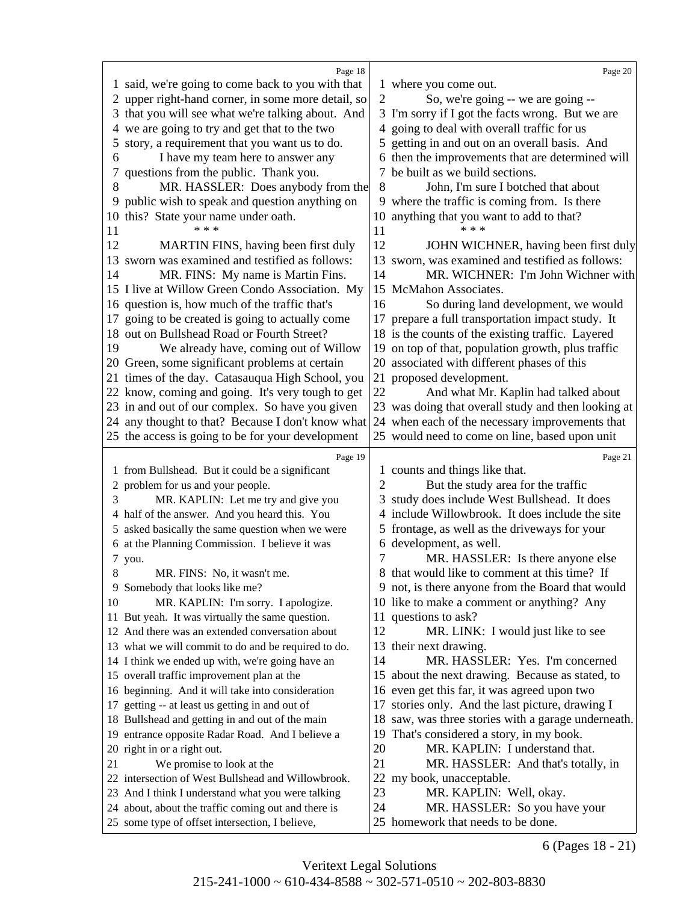Page 18

1 said, we're going to come back to you with that
2 upper right-hand corner, in some more detail, so
3 that you will see what we're talking about. And
4 we are going to try and get that to the two
5 story, a requirement that you want us to do.
6 I have my team here to answer any
7 questions from the public. Thank you.
8 MR. HASSLER: Does anybody from the
9 public wish to speak and question anything on
10 this? State your name under oath.
11 * * *
12 MARTIN FINS, having been first duly
13 sworn was examined and testified as follows:
14 MR. FINS: My name is Martin Fins.
15 I live at Willow Green Condo Association. My
16 question is, how much of the traffic that's
17 going to be created is going to actually come
18 out on Bullshead Road or Fourth Street?
19 We already have, coming out of Willow
20 Green, some significant problems at certain
21 times of the day. Catasauqua High School, you
22 know, coming and going. It's very tough to get
23 in and out of our complex. So have you given
24 any thought to that? Because I don't know what
25 the access is going to be for your development

Page 19

1 from Bullshead. But it could be a significant
2 problem for us and your people.
3 MR. KAPLIN: Let me try and give you
4 half of the answer. And you heard this. You
5 asked basically the same question when we were
6 at the Planning Commission. I believe it was
7 you.
8 MR. FINS: No, it wasn't me.
9 Somebody that looks like me?
10 MR. KAPLIN: I'm sorry. I apologize.
11 But yeah. It was virtually the same question.
12 And there was an extended conversation about
13 what we will commit to do and be required to do.
14 I think we ended up with, we're going have an
15 overall traffic improvement plan at the
16 beginning. And it will take into consideration
17 getting -- at least us getting in and out of
18 Bullshead and getting in and out of the main
19 entrance opposite Radar Road. And I believe a
20 right in or a right out.
21 We promise to look at the
22 intersection of West Bullshead and Willowbrook.
23 And I think I understand what you were talking
24 about, about the traffic coming out and there is
25 some type of offset intersection, I believe,

Page 20

1 where you come out.
2 So, we're going -- we are going --
3 I'm sorry if I got the facts wrong. But we are
4 going to deal with overall traffic for us
5 getting in and out on an overall basis. And
6 then the improvements that are determined will
7 be built as we build sections.
8 John, I'm sure I botched that about
9 where the traffic is coming from. Is there
10 anything that you want to add to that?
11 * * *
12 JOHN WICHNER, having been first duly
13 sworn, was examined and testified as follows:
14 MR. WICHNER: I'm John Wichner with
15 McMahon Associates.
16 So during land development, we would
17 prepare a full transportation impact study. It
18 is the counts of the existing traffic. Layered
19 on top of that, population growth, plus traffic
20 associated with different phases of this
21 proposed development.
22 And what Mr. Kaplin had talked about
23 was doing that overall study and then looking at
24 when each of the necessary improvements that
25 would need to come on line, based upon unit

Page 21

1 counts and things like that.
2 But the study area for the traffic
3 study does include West Bullshead. It does
4 include Willowbrook. It does include the site
5 frontage, as well as the driveways for your
6 development, as well.
7 MR. HASSLER: Is there anyone else
8 that would like to comment at this time? If
9 not, is there anyone from the Board that would
10 like to make a comment or anything? Any
11 questions to ask?
12 MR. LINK: I would just like to see
13 their next drawing.
14 MR. HASSLER: Yes. I'm concerned
15 about the next drawing. Because as stated, to
16 even get this far, it was agreed upon two
17 stories only. And the last picture, drawing I
18 saw, was three stories with a garage underneath.
19 That's considered a story, in my book.
20 MR. KAPLIN: I understand that.
21 MR. HASSLER: And that's totally, in
22 my book, unacceptable.
23 MR. KAPLIN: Well, okay.
24 MR. HASSLER: So you have your
25 homework that needs to be done.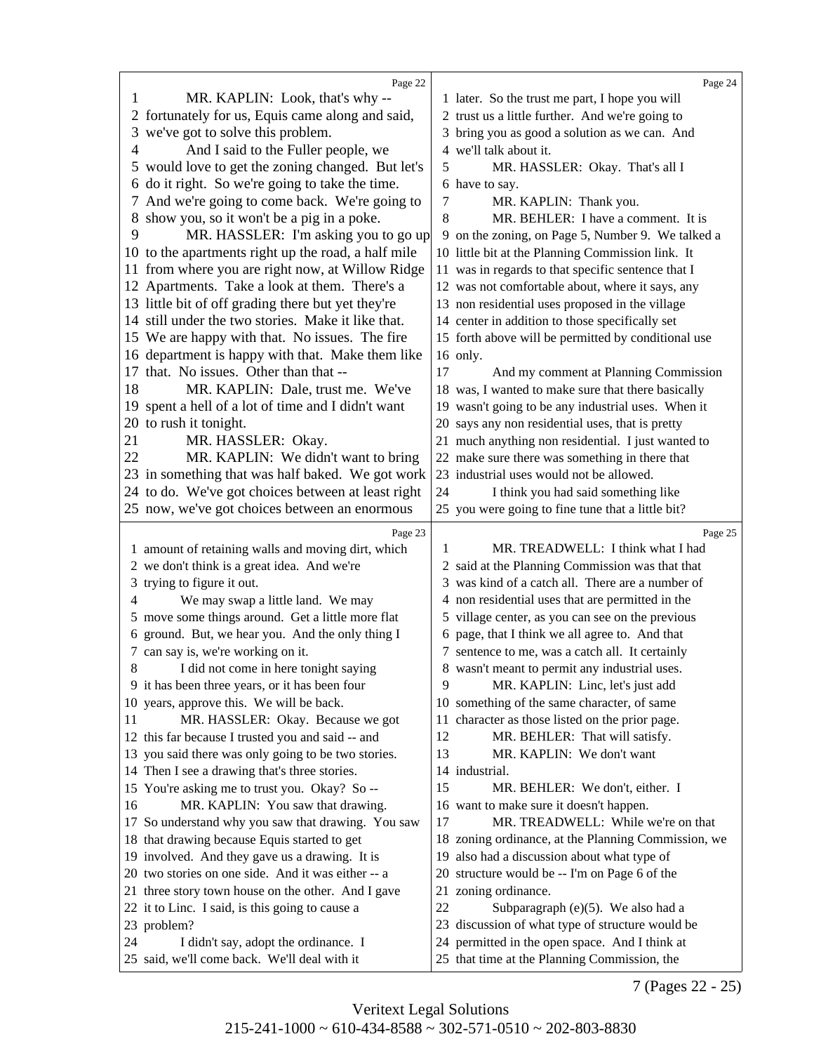Page 22

1 MR. KAPLIN: Look, that's why --
2 fortunately for us, Equis came along and said,
3 we've got to solve this problem.
4 And I said to the Fuller people, we
5 would love to get the zoning changed. But let's
6 do it right. So we're going to take the time.
7 And we're going to come back. We're going to
8 show you, so it won't be a pig in a poke.
9 MR. HASSLER: I'm asking you to go up
10 to the apartments right up the road, a half mile
11 from where you are right now, at Willow Ridge
12 Apartments. Take a look at them. There's a
13 little bit of off grading there but yet they're
14 still under the two stories. Make it like that.
15 We are happy with that. No issues. The fire
16 department is happy with that. Make them like
17 that. No issues. Other than that --
18 MR. KAPLIN: Dale, trust me. We've
19 spent a hell of a lot of time and I didn't want
20 to rush it tonight.
21 MR. HASSLER: Okay.
22 MR. KAPLIN: We didn't want to bring
23 in something that was half baked. We got work
24 to do. We've got choices between at least right
25 now, we've got choices between an enormous

Page 23

1 amount of retaining walls and moving dirt, which
2 we don't think is a great idea. And we're
3 trying to figure it out.
4 We may swap a little land. We may
5 move some things around. Get a little more flat
6 ground. But, we hear you. And the only thing I
7 can say is, we're working on it.
8 I did not come in here tonight saying
9 it has been three years, or it has been four
10 years, approve this. We will be back.
11 MR. HASSLER: Okay. Because we got
12 this far because I trusted you and said -- and
13 you said there was only going to be two stories.
14 Then I see a drawing that's three stories.
15 You're asking me to trust you. Okay? So --
16 MR. KAPLIN: You saw that drawing.
17 So understand why you saw that drawing. You saw
18 that drawing because Equis started to get
19 involved. And they gave us a drawing. It is
20 two stories on one side. And it was either -- a
21 three story town house on the other. And I gave
22 it to Linc. I said, is this going to cause a
23 problem?
24 I didn't say, adopt the ordinance. I
25 said, we'll come back. We'll deal with it

Page 24

1 later. So the trust me part, I hope you will
2 trust us a little further. And we're going to
3 bring you as good a solution as we can. And
4 we'll talk about it.
5 MR. HASSLER: Okay. That's all I
6 have to say.
7 MR. KAPLIN: Thank you.
8 MR. BEHLER: I have a comment. It is
9 on the zoning, on Page 5, Number 9. We talked a
10 little bit at the Planning Commission link. It
11 was in regards to that specific sentence that I
12 was not comfortable about, where it says, any
13 non residential uses proposed in the village
14 center in addition to those specifically set
15 forth above will be permitted by conditional use
16 only.
17 And my comment at Planning Commission
18 was, I wanted to make sure that there basically
19 wasn't going to be any industrial uses. When it
20 says any non residential uses, that is pretty
21 much anything non residential. I just wanted to
22 make sure there was something in there that
23 industrial uses would not be allowed.
24 I think you had said something like
25 you were going to fine tune that a little bit?

Page 25

1 MR. TREADWELL: I think what I had
2 said at the Planning Commission was that that
3 was kind of a catch all. There are a number of
4 non residential uses that are permitted in the
5 village center, as you can see on the previous
6 page, that I think we all agree to. And that
7 sentence to me, was a catch all. It certainly
8 wasn't meant to permit any industrial uses.
9 MR. KAPLIN: Linc, let's just add
10 something of the same character, of same
11 character as those listed on the prior page.
12 MR. BEHLER: That will satisfy.
13 MR. KAPLIN: We don't want
14 industrial.
15 MR. BEHLER: We don't, either. I
16 want to make sure it doesn't happen.
17 MR. TREADWELL: While we're on that
18 zoning ordinance, at the Planning Commission, we
19 also had a discussion about what type of
20 structure would be -- I'm on Page 6 of the
21 zoning ordinance.
22 Subparagraph (e)(5). We also had a
23 discussion of what type of structure would be
24 permitted in the open space. And I think at
25 that time at the Planning Commission, the

7 (Pages 22 - 25)

Veritext Legal Solutions
215-241-1000 ~ 610-434-8588 ~ 302-571-0510 ~ 202-803-8830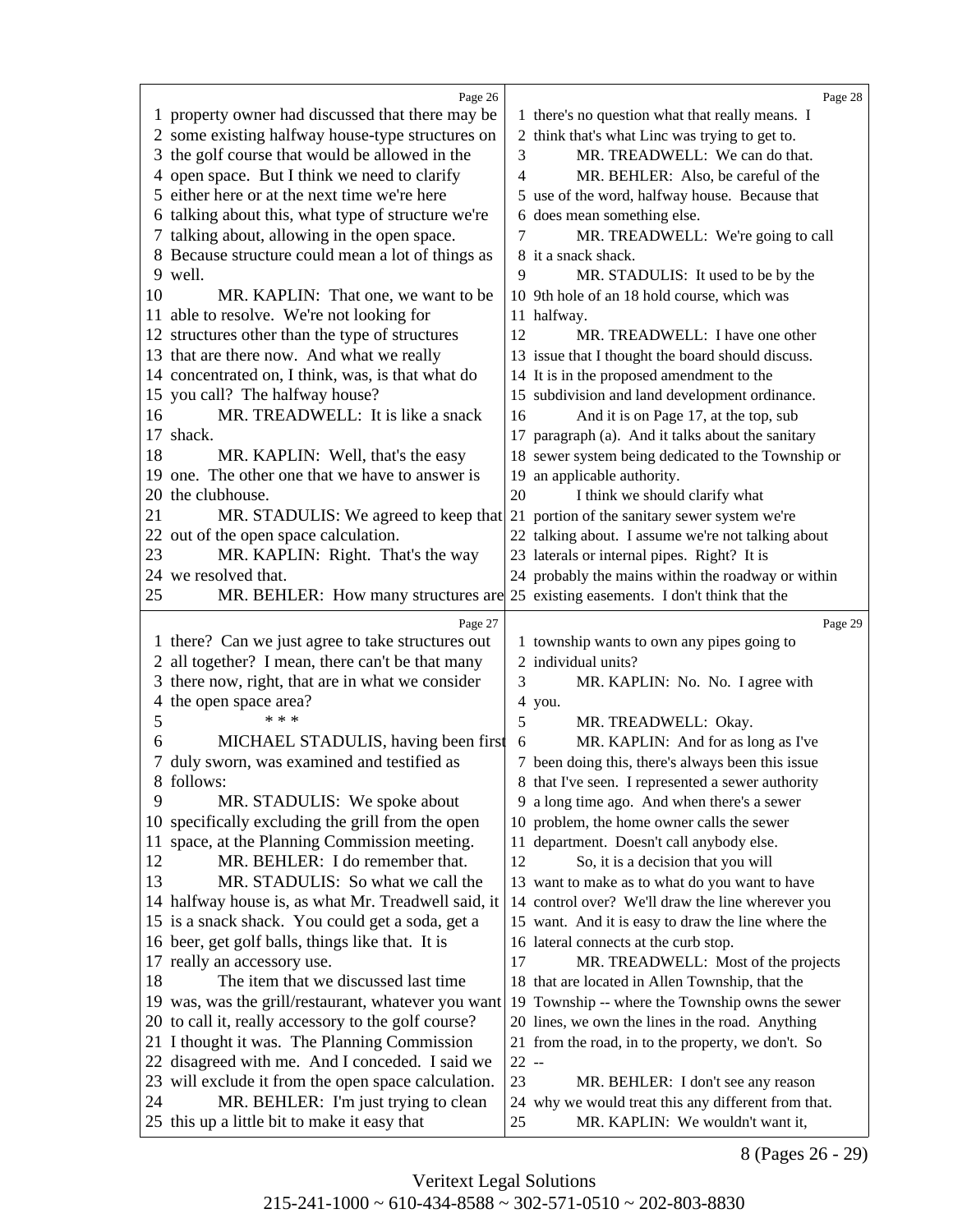Page 26

1 property owner had discussed that there may be
2 some existing halfway house-type structures on
3 the golf course that would be allowed in the
4 open space. But I think we need to clarify
5 either here or at the next time we're here
6 talking about this, what type of structure we're
7 talking about, allowing in the open space.
8 Because structure could mean a lot of things as
9 well.
10 MR. KAPLIN: That one, we want to be
11 able to resolve. We're not looking for
12 structures other than the type of structures
13 that are there now. And what we really
14 concentrated on, I think, was, is that what do
15 you call? The halfway house?
16 MR. TREADWELL: It is like a snack
17 shack.
18 MR. KAPLIN: Well, that's the easy
19 one. The other one that we have to answer is
20 the clubhouse.
21 MR. STADULIS: We agreed to keep that
22 out of the open space calculation.
23 MR. KAPLIN: Right. That's the way
24 we resolved that.
25 MR. BEHLER: How many structures are

Page 27

1 there? Can we just agree to take structures out
2 all together? I mean, there can't be that many
3 there now, right, that are in what we consider
4 the open space area?
5 * * *
6 MICHAEL STADULIS, having been first
7 duly sworn, was examined and testified as
8 follows:
9 MR. STADULIS: We spoke about
10 specifically excluding the grill from the open
11 space, at the Planning Commission meeting.
12 MR. BEHLER: I do remember that.
13 MR. STADULIS: So what we call the
14 halfway house is, as what Mr. Treadwell said, it
15 is a snack shack. You could get a soda, get a
16 beer, get golf balls, things like that. It is
17 really an accessory use.
18 The item that we discussed last time
19 was, was the grill/restaurant, whatever you want
20 to call it, really accessory to the golf course?
21 I thought it was. The Planning Commission
22 disagreed with me. And I conceded. I said we
23 will exclude it from the open space calculation.
24 MR. BEHLER: I'm just trying to clean
25 this up a little bit to make it easy that

Page 28

1 there's no question what that really means. I
2 think that's what Linc was trying to get to.
3 MR. TREADWELL: We can do that.
4 MR. BEHLER: Also, be careful of the
5 use of the word, halfway house. Because that
6 does mean something else.
7 MR. TREADWELL: We're going to call
8 it a snack shack.
9 MR. STADULIS: It used to be by the
10 9th hole of an 18 hold course, which was
11 halfway.
12 MR. TREADWELL: I have one other
13 issue that I thought the board should discuss.
14 It is in the proposed amendment to the
15 subdivision and land development ordinance.
16 And it is on Page 17, at the top, sub
17 paragraph (a). And it talks about the sanitary
18 sewer system being dedicated to the Township or
19 an applicable authority.
20 I think we should clarify what
21 portion of the sanitary sewer system we're
22 talking about. I assume we're not talking about
23 laterals or internal pipes. Right? It is
24 probably the mains within the roadway or within
25 existing easements. I don't think that the

Page 29

1 township wants to own any pipes going to
2 individual units?
3 MR. KAPLIN: No. No. I agree with
4 you.
5 MR. TREADWELL: Okay.
6 MR. KAPLIN: And for as long as I've
7 been doing this, there's always been this issue
8 that I've seen. I represented a sewer authority
9 a long time ago. And when there's a sewer
10 problem, the home owner calls the sewer
11 department. Doesn't call anybody else.
12 So, it is a decision that you will
13 want to make as to what do you want to have
14 control over? We'll draw the line wherever you
15 want. And it is easy to draw the line where the
16 lateral connects at the curb stop.
17 MR. TREADWELL: Most of the projects
18 that are located in Allen Township, that the
19 Township -- where the Township owns the sewer
20 lines, we own the lines in the road. Anything
21 from the road, in to the property, we don't. So
22 --
23 MR. BEHLER: I don't see any reason
24 why we would treat this any different from that.
25 MR. KAPLIN: We wouldn't want it,

8 (Pages 26 - 29)

Veritext Legal Solutions
215-241-1000 ~ 610-434-8588 ~ 302-571-0510 ~ 202-803-8830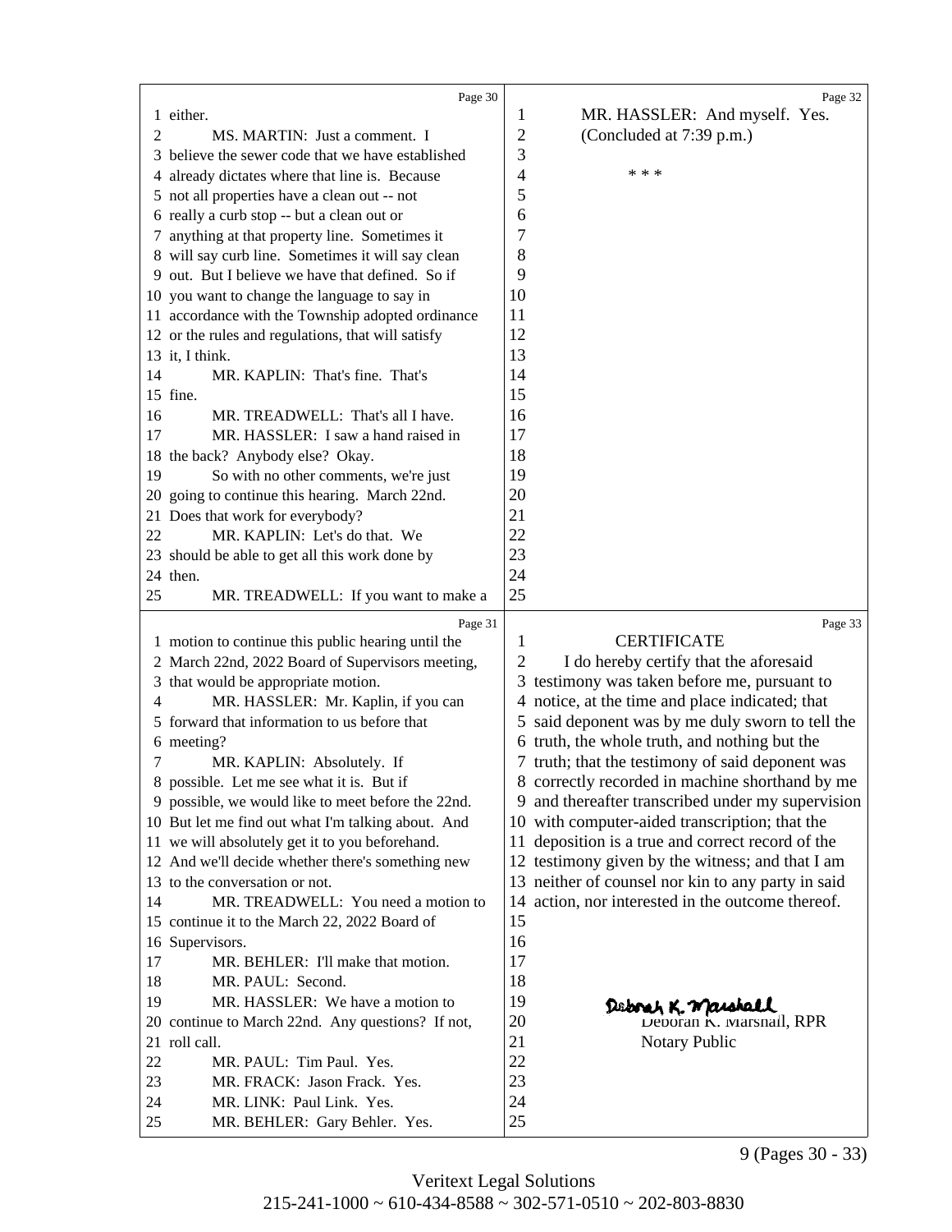either.

MS. MARTIN: Just a comment. I believe the sewer code that we have established already dictates where that line is. Because not all properties have a clean out -- not really a curb stop -- but a clean out or anything at that property line. Sometimes it will say curb line. Sometimes it will say clean out. But I believe we have that defined. So if you want to change the language to say in accordance with the Township adopted ordinance or the rules and regulations, that will satisfy it, I think.

MR. KAPLIN: That's fine. That's fine.

MR. TREADWELL: That's all I have.

MR. HASSLER: I saw a hand raised in the back? Anybody else? Okay.

So with no other comments, we're just going to continue this hearing. March 22nd. Does that work for everybody?

MR. KAPLIN: Let's do that. We should be able to get all this work done by then.

MR. TREADWELL: If you want to make a motion to continue this public hearing until the March 22nd, 2022 Board of Supervisors meeting, that would be appropriate motion.

MR. HASSLER: Mr. Kaplin, if you can forward that information to us before that meeting?

MR. KAPLIN: Absolutely. If possible. Let me see what it is. But if possible, we would like to meet before the 22nd. But let me find out what I'm talking about. And we will absolutely get it to you beforehand. And we'll decide whether there's something new to the conversation or not.

MR. TREADWELL: You need a motion to continue it to the March 22, 2022 Board of Supervisors.

MR. BEHLER: I'll make that motion.

MR. PAUL: Second.

MR. HASSLER: We have a motion to continue to March 22nd. Any questions? If not, roll call.

MR. PAUL: Tim Paul. Yes.

MR. FRACK: Jason Frack. Yes.

MR. LINK: Paul Link. Yes.

MR. BEHLER: Gary Behler. Yes.

MR. HASSLER: And myself. Yes.

(Concluded at 7:39 p.m.)

\* \* \*

## CERTIFICATE

I do hereby certify that the aforesaid testimony was taken before me, pursuant to notice, at the time and place indicated; that said deponent was by me duly sworn to tell the truth, the whole truth, and nothing but the truth; that the testimony of said deponent was correctly recorded in machine shorthand by me and thereafter transcribed under my supervision with computer-aided transcription; that the deposition is a true and correct record of the testimony given by the witness; and that I am neither of counsel nor kin to any party in said action, nor interested in the outcome thereof.

Deborah K. Marshall

Deborah K. Marshall, RPR
Notary Public

9 (Pages 30 - 33)

Veritext Legal Solutions
215-241-1000 ~ 610-434-8588 ~ 302-571-0510 ~ 202-803-8830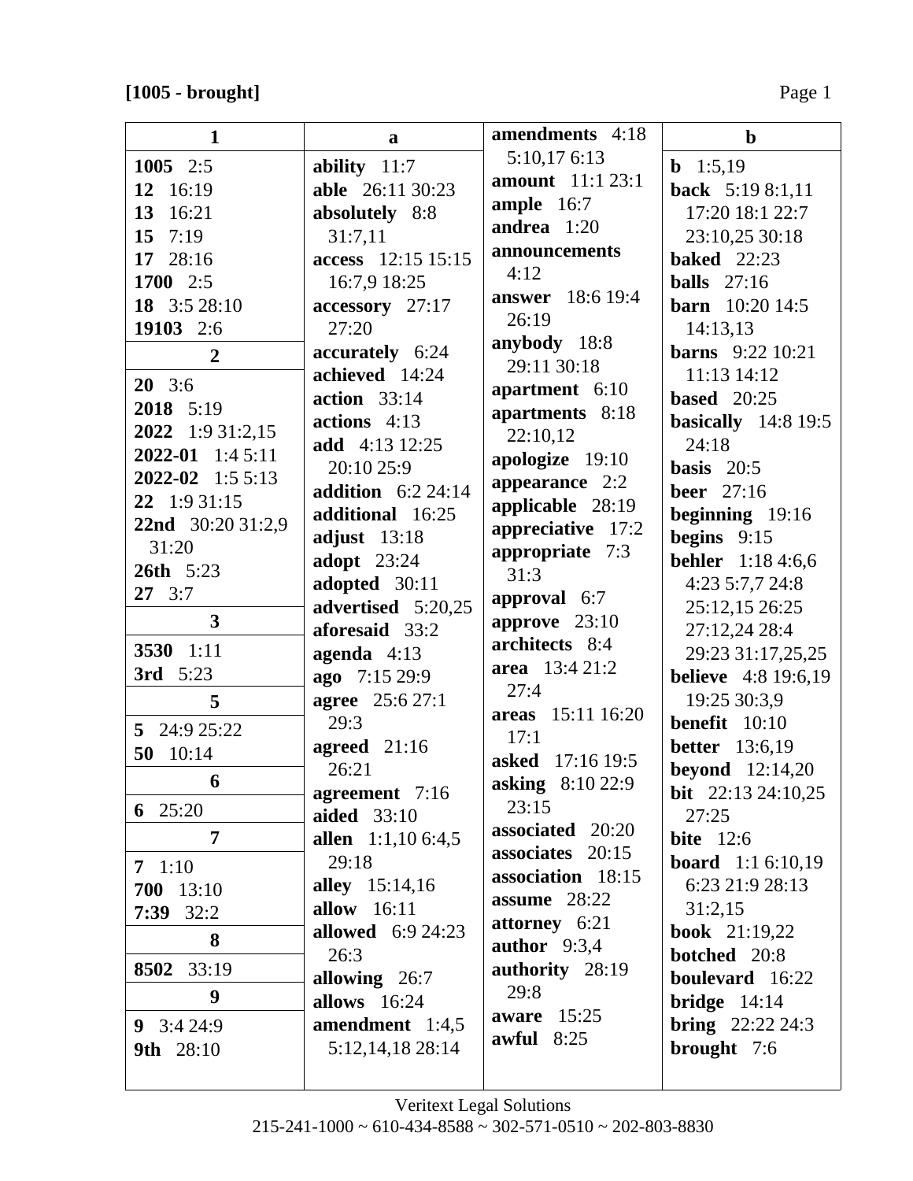**[1005 - brought]**

| 1 | a | amendments 4:18 5:10,17 6:13 | b |
|---|---|---|---|

**1**

**1005** 2:5
**12** 16:19
**13** 16:21
**15** 7:19
**17** 28:16
**1700** 2:5
**18** 3:5 28:10
**19103** 2:6

**2**

**20** 3:6
**2018** 5:19
**2022** 1:9 31:2,15
**2022-01** 1:4 5:11
**2022-02** 1:5 5:13
**22** 1:9 31:15
**22nd** 30:20 31:2,9 31:20
**26th** 5:23
**27** 3:7

**3**

**3530** 1:11
**3rd** 5:23

**5**

**5** 24:9 25:22
**50** 10:14

**6**

**6** 25:20

**7**

**7** 1:10
**700** 13:10
**7:39** 32:2

**8**

**8502** 33:19

**9**

**9** 3:4 24:9
**9th** 28:10

**a**

**ability** 11:7
**able** 26:11 30:23
**absolutely** 8:8 31:7,11
**access** 12:15 15:15 16:7,9 18:25
**accessory** 27:17 27:20
**accurately** 6:24
**achieved** 14:24
**action** 33:14
**actions** 4:13
**add** 4:13 12:25 20:10 25:9
**addition** 6:2 24:14
**additional** 16:25
**adjust** 13:18
**adopt** 23:24
**adopted** 30:11
**advertised** 5:20,25
**aforesaid** 33:2
**agenda** 4:13
**ago** 7:15 29:9
**agree** 25:6 27:1 29:3
**agreed** 21:16 26:21
**agreement** 7:16
**aided** 33:10
**allen** 1:1,10 6:4,5 29:18
**alley** 15:14,16
**allow** 16:11
**allowed** 6:9 24:23 26:3
**allowing** 26:7
**allows** 16:24
**amendment** 1:4,5 5:12,14,18 28:14
**amendments** 4:18 5:10,17 6:13
**amount** 11:1 23:1
**ample** 16:7
**andrea** 1:20
**announcements** 4:12
**answer** 18:6 19:4 26:19
**anybody** 18:8 29:11 30:18
**apartment** 6:10
**apartments** 8:18 22:10,12
**apologize** 19:10
**appearance** 2:2
**applicable** 28:19
**appreciative** 17:2
**appropriate** 7:3 31:3
**approval** 6:7
**approve** 23:10
**architects** 8:4
**area** 13:4 21:2 27:4
**areas** 15:11 16:20 17:1
**asked** 17:16 19:5
**asking** 8:10 22:9 23:15
**associated** 20:20
**associates** 20:15
**association** 18:15
**assume** 28:22
**attorney** 6:21
**author** 9:3,4
**authority** 28:19 29:8
**aware** 15:25
**awful** 8:25

**b**

**b** 1:5,19
**back** 5:19 8:1,11 17:20 18:1 22:7 23:10,25 30:18
**baked** 22:23
**balls** 27:16
**barn** 10:20 14:5 14:13,13
**barns** 9:22 10:21 11:13 14:12
**based** 20:25
**basically** 14:8 19:5 24:18
**basis** 20:5
**beer** 27:16
**beginning** 19:16
**begins** 9:15
**behler** 1:18 4:6,6 4:23 5:7,7 24:8 25:12,15 26:25 27:12,24 28:4 29:23 31:17,25,25
**believe** 4:8 19:6,19 19:25 30:3,9
**benefit** 10:10
**better** 13:6,19
**beyond** 12:14,20
**bit** 22:13 24:10,25 27:25
**bite** 12:6
**board** 1:1 6:10,19 6:23 21:9 28:13 31:2,15
**book** 21:19,22
**botched** 20:8
**boulevard** 16:22
**bridge** 14:14
**bring** 22:22 24:3
**brought** 7:6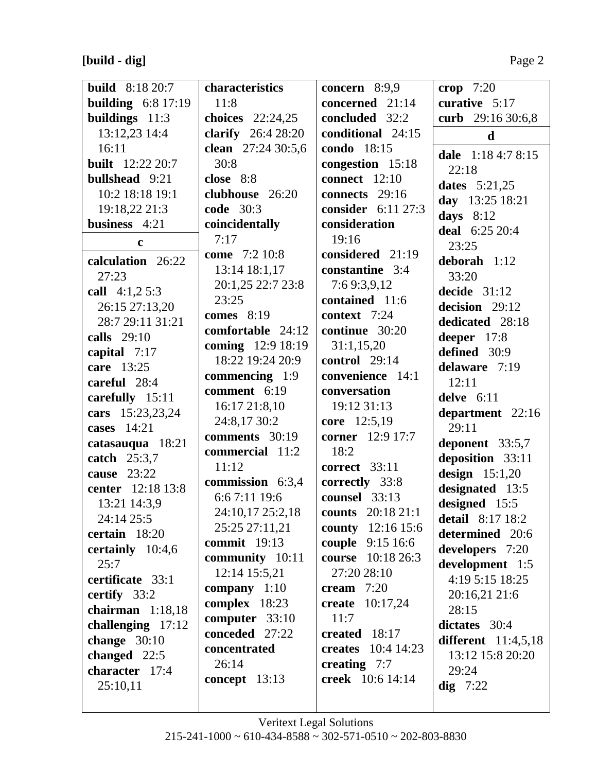**[build - dig]**

**build** 8:18 20:7
**building** 6:8 17:19
**buildings** 11:3 13:12,23 14:4 16:11
**built** 12:22 20:7
**bullshead** 9:21 10:2 18:18 19:1 19:18,22 21:3
**business** 4:21

**c**

**calculation** 26:22 27:23
**call** 4:1,2 5:3 26:15 27:13,20 28:7 29:11 31:21
**calls** 29:10
**capital** 7:17
**care** 13:25
**careful** 28:4
**carefully** 15:11
**cars** 15:23,23,24
**cases** 14:21
**catasauqua** 18:21
**catch** 25:3,7
**cause** 23:22
**center** 12:18 13:8 13:21 14:3,9 24:14 25:5
**certain** 18:20
**certainly** 10:4,6 25:7
**certificate** 33:1
**certify** 33:2
**chairman** 1:18,18
**challenging** 17:12
**change** 30:10
**changed** 22:5
**character** 17:4 25:10,11
**characteristics** 11:8
**choices** 22:24,25
**clarify** 26:4 28:20
**clean** 27:24 30:5,6 30:8
**close** 8:8
**clubhouse** 26:20
**code** 30:3
**coincidentally** 7:17
**come** 7:2 10:8 13:14 18:1,17 20:1,25 22:7 23:8 23:25
**comes** 8:19
**comfortable** 24:12
**coming** 12:9 18:19 18:22 19:24 20:9
**commencing** 1:9
**comment** 6:19 16:17 21:8,10 24:8,17 30:2
**comments** 30:19
**commercial** 11:2 11:12
**commission** 6:3,4 6:6 7:11 19:6 24:10,17 25:2,18 25:25 27:11,21
**commit** 19:13
**community** 10:11 12:14 15:5,21
**company** 1:10
**complex** 18:23
**computer** 33:10
**conceded** 27:22
**concentrated** 26:14
**concept** 13:13
**concern** 8:9,9
**concerned** 21:14
**concluded** 32:2
**conditional** 24:15
**condo** 18:15
**congestion** 15:18
**connect** 12:10
**connects** 29:16
**consider** 6:11 27:3
**consideration** 19:16
**considered** 21:19
**constantine** 3:4 7:6 9:3,9,12
**contained** 11:6
**context** 7:24
**continue** 30:20 31:1,15,20
**control** 29:14
**convenience** 14:1
**conversation** 19:12 31:13
**core** 12:5,19
**corner** 12:9 17:7 18:2
**correct** 33:11
**correctly** 33:8
**counsel** 33:13
**counts** 20:18 21:1
**county** 12:16 15:6
**couple** 9:15 16:6
**course** 10:18 26:3 27:20 28:10
**cream** 7:20
**create** 10:17,24 11:7
**created** 18:17
**creates** 10:4 14:23
**creating** 7:7
**creek** 10:6 14:14
**crop** 7:20
**curative** 5:17
**curb** 29:16 30:6,8

**d**

**dale** 1:18 4:7 8:15 22:18
**dates** 5:21,25
**day** 13:25 18:21
**days** 8:12
**deal** 6:25 20:4 23:25
**deborah** 1:12 33:20
**decide** 31:12
**decision** 29:12
**dedicated** 28:18
**deeper** 17:8
**defined** 30:9
**delaware** 7:19 12:11
**delve** 6:11
**department** 22:16 29:11
**deponent** 33:5,7
**deposition** 33:11
**design** 15:1,20
**designated** 13:5
**designed** 15:5
**detail** 8:17 18:2
**determined** 20:6
**developers** 7:20
**development** 1:5 4:19 5:15 18:25 20:16,21 21:6 28:15
**dictates** 30:4
**different** 11:4,5,18 13:12 15:8 20:20 29:24
**dig** 7:22

Veritext Legal Solutions
215-241-1000 ~ 610-434-8588 ~ 302-571-0510 ~ 202-803-8830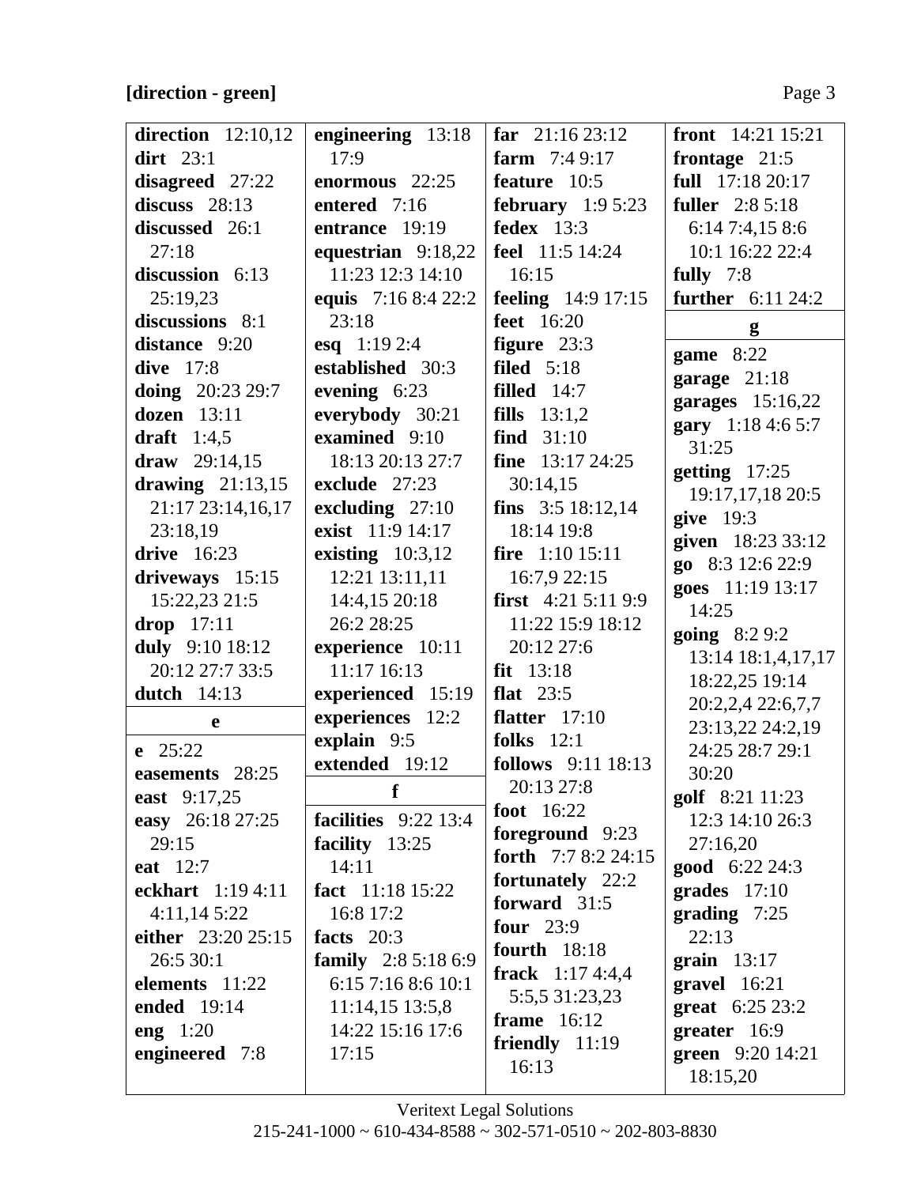**[direction - green]**

**direction** 12:10,12
**dirt** 23:1
**disagreed** 27:22
**discuss** 28:13
**discussed** 26:1 27:18
**discussion** 6:13 25:19,23
**discussions** 8:1
**distance** 9:20
**dive** 17:8
**doing** 20:23 29:7
**dozen** 13:11
**draft** 1:4,5
**draw** 29:14,15
**drawing** 21:13,15 21:17 23:14,16,17 23:18,19
**drive** 16:23
**driveways** 15:15 15:22,23 21:5
**drop** 17:11
**duly** 9:10 18:12 20:12 27:7 33:5
**dutch** 14:13

**e**

**e** 25:22
**easements** 28:25
**east** 9:17,25
**easy** 26:18 27:25 29:15
**eat** 12:7
**eckhart** 1:19 4:11 4:11,14 5:22
**either** 23:20 25:15 26:5 30:1
**elements** 11:22
**ended** 19:14
**eng** 1:20
**engineered** 7:8
**engineering** 13:18 17:9
**enormous** 22:25
**entered** 7:16
**entrance** 19:19
**equestrian** 9:18,22 11:23 12:3 14:10
**equis** 7:16 8:4 22:2 23:18
**esq** 1:19 2:4
**established** 30:3
**evening** 6:23
**everybody** 30:21
**examined** 9:10 18:13 20:13 27:7
**exclude** 27:23
**excluding** 27:10
**exist** 11:9 14:17
**existing** 10:3,12 12:21 13:11,11 14:4,15 20:18 26:2 28:25
**experience** 10:11 11:17 16:13
**experienced** 15:19
**experiences** 12:2
**explain** 9:5
**extended** 19:12

**f**

**facilities** 9:22 13:4
**facility** 13:25 14:11
**fact** 11:18 15:22 16:8 17:2
**facts** 20:3
**family** 2:8 5:18 6:9 6:15 7:16 8:6 10:1 11:14,15 13:5,8 14:22 15:16 17:6 17:15
**far** 21:16 23:12
**farm** 7:4 9:17
**feature** 10:5
**february** 1:9 5:23
**fedex** 13:3
**feel** 11:5 14:24 16:15
**feeling** 14:9 17:15
**feet** 16:20
**figure** 23:3
**filed** 5:18
**filled** 14:7
**fills** 13:1,2
**find** 31:10
**fine** 13:17 24:25 30:14,15
**fins** 3:5 18:12,14 18:14 19:8
**fire** 1:10 15:11 16:7,9 22:15
**first** 4:21 5:11 9:9 11:22 15:9 18:12 20:12 27:6
**fit** 13:18
**flat** 23:5
**flatter** 17:10
**folks** 12:1
**follows** 9:11 18:13 20:13 27:8
**foot** 16:22
**foreground** 9:23
**forth** 7:7 8:2 24:15
**fortunately** 22:2
**forward** 31:5
**four** 23:9
**fourth** 18:18
**frack** 1:17 4:4,4 5:5,5 31:23,23
**frame** 16:12
**friendly** 11:19 16:13
**front** 14:21 15:21
**frontage** 21:5
**full** 17:18 20:17
**fuller** 2:8 5:18 6:14 7:4,15 8:6 10:1 16:22 22:4
**fully** 7:8
**further** 6:11 24:2

**g**

**game** 8:22
**garage** 21:18
**garages** 15:16,22
**gary** 1:18 4:6 5:7 31:25
**getting** 17:25 19:17,17,18 20:5
**give** 19:3
**given** 18:23 33:12
**go** 8:3 12:6 22:9
**goes** 11:19 13:17 14:25
**going** 8:2 9:2 13:14 18:1,4,17,17 18:22,25 19:14 20:2,2,4 22:6,7,7 23:13,22 24:2,19 24:25 28:7 29:1 30:20
**golf** 8:21 11:23 12:3 14:10 26:3 27:16,20
**good** 6:22 24:3
**grades** 17:10
**grading** 7:25 22:13
**grain** 13:17
**gravel** 16:21
**great** 6:25 23:2
**greater** 16:9
**green** 9:20 14:21 18:15,20

Veritext Legal Solutions
215-241-1000 ~ 610-434-8588 ~ 302-571-0510 ~ 202-803-8830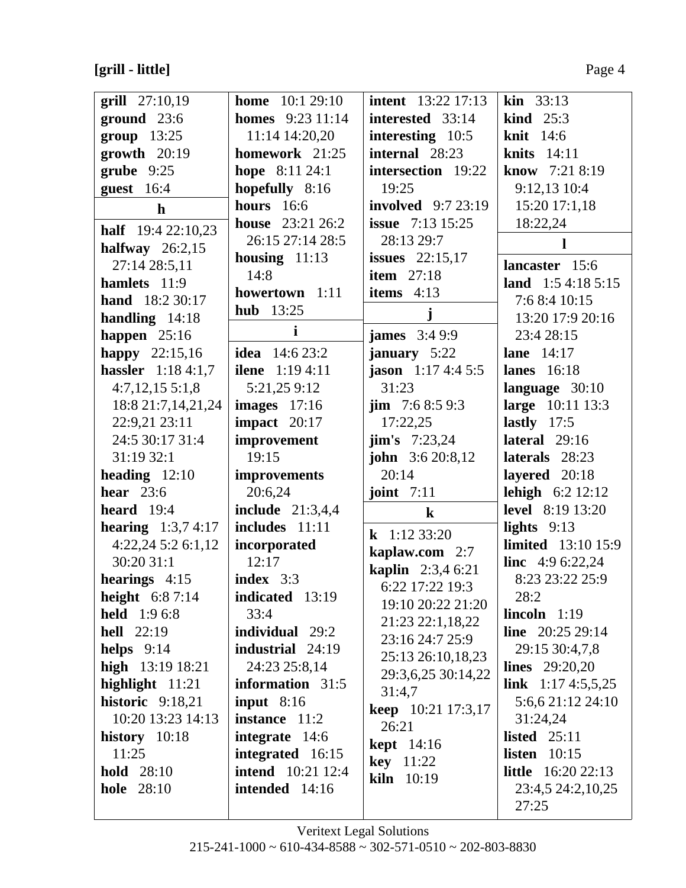**[grill - little]**

**grill** 27:10,19
**ground** 23:6
**group** 13:25
**growth** 20:19
**grube** 9:25
**guest** 16:4

**h**

**half** 19:4 22:10,23
**halfway** 26:2,15 27:14 28:5,11
**hamlets** 11:9
**hand** 18:2 30:17
**handling** 14:18
**happen** 25:16
**happy** 22:15,16
**hassler** 1:18 4:1,7 4:7,12,15 5:1,8 18:8 21:7,14,21,24 22:9,21 23:11 24:5 30:17 31:4 31:19 32:1
**heading** 12:10
**hear** 23:6
**heard** 19:4
**hearing** 1:3,7 4:17 4:22,24 5:2 6:1,12 30:20 31:1
**hearings** 4:15
**height** 6:8 7:14
**held** 1:9 6:8
**hell** 22:19
**helps** 9:14
**high** 13:19 18:21
**highlight** 11:21
**historic** 9:18,21 10:20 13:23 14:13
**history** 10:18 11:25
**hold** 28:10
**hole** 28:10
**home** 10:1 29:10
**homes** 9:23 11:14 11:14 14:20,20
**homework** 21:25
**hope** 8:11 24:1
**hopefully** 8:16
**hours** 16:6
**house** 23:21 26:2 26:15 27:14 28:5
**housing** 11:13 14:8
**howertown** 1:11
**hub** 13:25

**i**

**idea** 14:6 23:2
**ilene** 1:19 4:11 5:21,25 9:12
**images** 17:16
**impact** 20:17
**improvement** 19:15
**improvements** 20:6,24
**include** 21:3,4,4
**includes** 11:11
**incorporated** 12:17
**index** 3:3
**indicated** 13:19 33:4
**individual** 29:2
**industrial** 24:19 24:23 25:8,14
**information** 31:5
**input** 8:16
**instance** 11:2
**integrate** 14:6
**integrated** 16:15
**intend** 10:21 12:4
**intended** 14:16
**intent** 13:22 17:13
**interested** 33:14
**interesting** 10:5
**internal** 28:23
**intersection** 19:22 19:25
**involved** 9:7 23:19
**issue** 7:13 15:25 28:13 29:7
**issues** 22:15,17
**item** 27:18
**items** 4:13

**j**

**james** 3:4 9:9
**january** 5:22
**jason** 1:17 4:4 5:5 31:23
**jim** 7:6 8:5 9:3 17:22,25
**jim's** 7:23,24
**john** 3:6 20:8,12 20:14
**joint** 7:11

**k**

**k** 1:12 33:20
**kaplaw.com** 2:7
**kaplin** 2:3,4 6:21 6:22 17:22 19:3 19:10 20:22 21:20 21:23 22:1,18,22 23:16 24:7 25:9 25:13 26:10,18,23 29:3,6,25 30:14,22 31:4,7
**keep** 10:21 17:3,17 26:21
**kept** 14:16
**key** 11:22
**kiln** 10:19
**kin** 33:13
**kind** 25:3
**knit** 14:6
**knits** 14:11
**know** 7:21 8:19 9:12,13 10:4 15:20 17:1,18 18:22,24

**l**

**lancaster** 15:6
**land** 1:5 4:18 5:15 7:6 8:4 10:15 13:20 17:9 20:16 23:4 28:15
**lane** 14:17
**lanes** 16:18
**language** 30:10
**large** 10:11 13:3
**lastly** 17:5
**lateral** 29:16
**laterals** 28:23
**layered** 20:18
**lehigh** 6:2 12:12
**level** 8:19 13:20
**lights** 9:13
**limited** 13:10 15:9
**linc** 4:9 6:22,24 8:23 23:22 25:9 28:2
**lincoln** 1:19
**line** 20:25 29:14 29:15 30:4,7,8
**lines** 29:20,20
**link** 1:17 4:5,5,25 5:6,6 21:12 24:10 31:24,24
**listed** 25:11
**listen** 10:15
**little** 16:20 22:13 23:4,5 24:2,10,25 27:25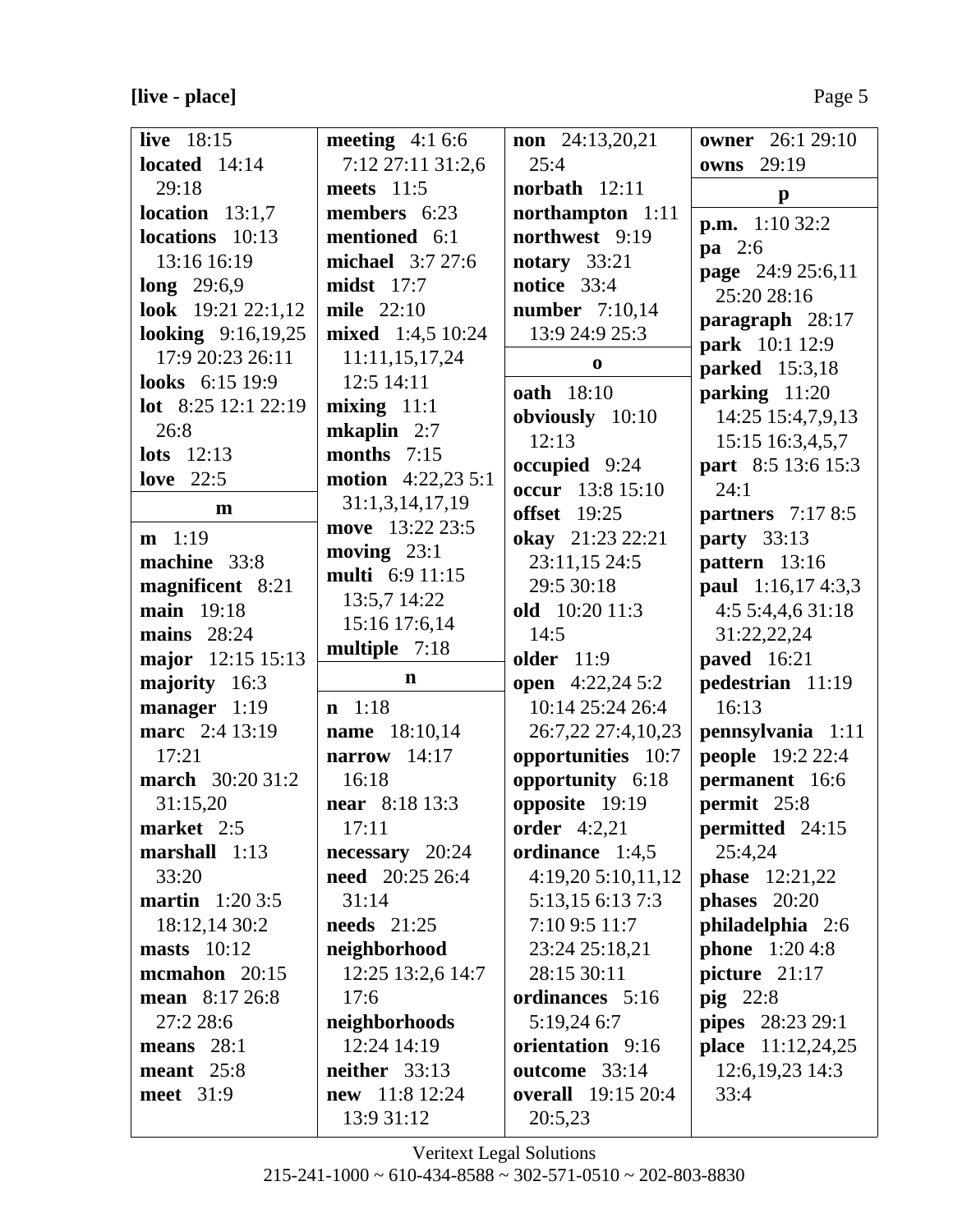**[live - place]**

**live** 18:15
**located** 14:14 29:18
**location** 13:1,7
**locations** 10:13 13:16 16:19
**long** 29:6,9
**look** 19:21 22:1,12
**looking** 9:16,19,25 17:9 20:23 26:11
**looks** 6:15 19:9
**lot** 8:25 12:1 22:19 26:8
**lots** 12:13
**love** 22:5

**m**

**m** 1:19
**machine** 33:8
**magnificent** 8:21
**main** 19:18
**mains** 28:24
**major** 12:15 15:13
**majority** 16:3
**manager** 1:19
**marc** 2:4 13:19 17:21
**march** 30:20 31:2 31:15,20
**market** 2:5
**marshall** 1:13 33:20
**martin** 1:20 3:5 18:12,14 30:2
**masts** 10:12
**mcmahon** 20:15
**mean** 8:17 26:8 27:2 28:6
**means** 28:1
**meant** 25:8
**meet** 31:9
**meeting** 4:1 6:6 7:12 27:11 31:2,6
**meets** 11:5
**members** 6:23
**mentioned** 6:1
**michael** 3:7 27:6
**midst** 17:7
**mile** 22:10
**mixed** 1:4,5 10:24 11:11,15,17,24 12:5 14:11
**mixing** 11:1
**mkaplin** 2:7
**months** 7:15
**motion** 4:22,23 5:1 31:1,3,14,17,19
**move** 13:22 23:5
**moving** 23:1
**multi** 6:9 11:15 13:5,7 14:22 15:16 17:6,14
**multiple** 7:18

**n**

**n** 1:18
**name** 18:10,14
**narrow** 14:17 16:18
**near** 8:18 13:3 17:11
**necessary** 20:24
**need** 20:25 26:4 31:14
**needs** 21:25
**neighborhood** 12:25 13:2,6 14:7 17:6
**neighborhoods** 12:24 14:19
**neither** 33:13
**new** 11:8 12:24 13:9 31:12
**non** 24:13,20,21 25:4
**norbath** 12:11
**northampton** 1:11
**northwest** 9:19
**notary** 33:21
**notice** 33:4
**number** 7:10,14 13:9 24:9 25:3

**o**

**oath** 18:10
**obviously** 10:10 12:13
**occupied** 9:24
**occur** 13:8 15:10
**offset** 19:25
**okay** 21:23 22:21 23:11,15 24:5 29:5 30:18
**old** 10:20 11:3 14:5
**older** 11:9
**open** 4:22,24 5:2 10:14 25:24 26:4 26:7,22 27:4,10,23
**opportunities** 10:7
**opportunity** 6:18
**opposite** 19:19
**order** 4:2,21
**ordinance** 1:4,5 4:19,20 5:10,11,12 5:13,15 6:13 7:3 7:10 9:5 11:7 23:24 25:18,21 28:15 30:11
**ordinances** 5:16 5:19,24 6:7
**orientation** 9:16
**outcome** 33:14
**overall** 19:15 20:4 20:5,23
**owner** 26:1 29:10
**owns** 29:19

**p**

**p.m.** 1:10 32:2
**pa** 2:6
**page** 24:9 25:6,11 25:20 28:16
**paragraph** 28:17
**park** 10:1 12:9
**parked** 15:3,18
**parking** 11:20 14:25 15:4,7,9,13 15:15 16:3,4,5,7
**part** 8:5 13:6 15:3 24:1
**partners** 7:17 8:5
**party** 33:13
**pattern** 13:16
**paul** 1:16,17 4:3,3 4:5 5:4,4,6 31:18 31:22,22,24
**paved** 16:21
**pedestrian** 11:19 16:13
**pennsylvania** 1:11
**people** 19:2 22:4
**permanent** 16:6
**permit** 25:8
**permitted** 24:15 25:4,24
**phase** 12:21,22
**phases** 20:20
**philadelphia** 2:6
**phone** 1:20 4:8
**picture** 21:17
**pig** 22:8
**pipes** 28:23 29:1
**place** 11:12,24,25 12:6,19,23 14:3 33:4

Veritext Legal Solutions
215-241-1000 ~ 610-434-8588 ~ 302-571-0510 ~ 202-803-8830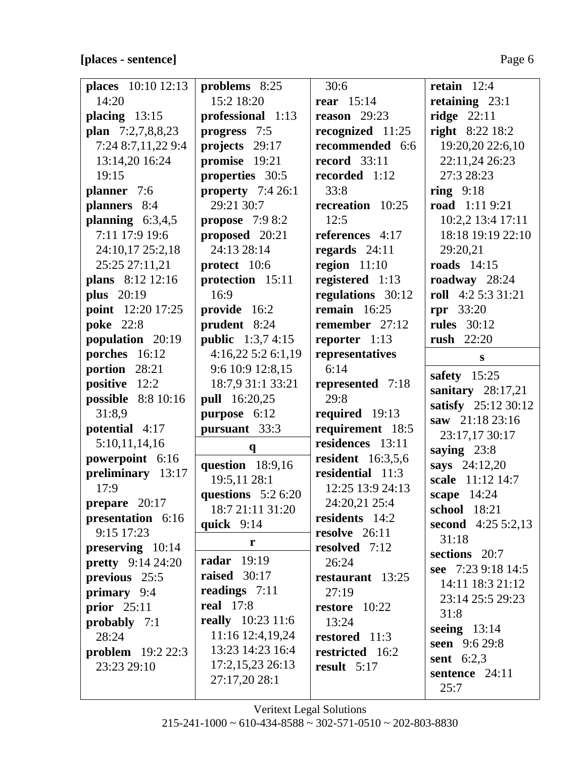**[places - sentence]**

**places** 10:10 12:13 14:20
**placing** 13:15
**plan** 7:2,7,8,8,23 7:24 8:7,11,22 9:4 13:14,20 16:24 19:15
**planner** 7:6
**planners** 8:4
**planning** 6:3,4,5 7:11 17:9 19:6 24:10,17 25:2,18 25:25 27:11,21
**plans** 8:12 12:16
**plus** 20:19
**point** 12:20 17:25
**poke** 22:8
**population** 20:19
**porches** 16:12
**portion** 28:21
**positive** 12:2
**possible** 8:8 10:16 31:8,9
**potential** 4:17 5:10,11,14,16
**powerpoint** 6:16
**preliminary** 13:17 17:9
**prepare** 20:17
**presentation** 6:16 9:15 17:23
**preserving** 10:14
**pretty** 9:14 24:20
**previous** 25:5
**primary** 9:4
**prior** 25:11
**probably** 7:1 28:24
**problem** 19:2 22:3 23:23 29:10
**problems** 8:25 15:2 18:20
**professional** 1:13
**progress** 7:5
**projects** 29:17
**promise** 19:21
**properties** 30:5
**property** 7:4 26:1 29:21 30:7
**propose** 7:9 8:2
**proposed** 20:21 24:13 28:14
**protect** 10:6
**protection** 15:11 16:9
**provide** 16:2
**prudent** 8:24
**public** 1:3,7 4:15 4:16,22 5:2 6:1,19 9:6 10:9 12:8,15 18:7,9 31:1 33:21
**pull** 16:20,25
**purpose** 6:12
**pursuant** 33:3

**q**

**question** 18:9,16 19:5,11 28:1
**questions** 5:2 6:20 18:7 21:11 31:20
**quick** 9:14

**r**

**radar** 19:19
**raised** 30:17
**readings** 7:11
**real** 17:8
**really** 10:23 11:6 11:16 12:4,19,24 13:23 14:23 16:4 17:2,15,23 26:13 27:17,20 28:1
30:6
**rear** 15:14
**reason** 29:23
**recognized** 11:25
**recommended** 6:6
**record** 33:11
**recorded** 1:12 33:8
**recreation** 10:25 12:5
**references** 4:17
**regards** 24:11
**region** 11:10
**registered** 1:13
**regulations** 30:12
**remain** 16:25
**remember** 27:12
**reporter** 1:13
**representatives** 6:14
**represented** 7:18 29:8
**required** 19:13
**requirement** 18:5
**residences** 13:11
**resident** 16:3,5,6
**residential** 11:3 12:25 13:9 24:13 24:20,21 25:4
**residents** 14:2
**resolve** 26:11
**resolved** 7:12 26:24
**restaurant** 13:25 27:19
**restore** 10:22 13:24
**restored** 11:3
**restricted** 16:2
**result** 5:17
**retain** 12:4
**retaining** 23:1
**ridge** 22:11
**right** 8:22 18:2 19:20,20 22:6,10 22:11,24 26:23 27:3 28:23
**ring** 9:18
**road** 1:11 9:21 10:2,2 13:4 17:11 18:18 19:19 22:10 29:20,21
**roads** 14:15
**roadway** 28:24
**roll** 4:2 5:3 31:21
**rpr** 33:20
**rules** 30:12
**rush** 22:20

**s**

**safety** 15:25
**sanitary** 28:17,21
**satisfy** 25:12 30:12
**saw** 21:18 23:16 23:17,17 30:17
**saying** 23:8
**says** 24:12,20
**scale** 11:12 14:7
**scape** 14:24
**school** 18:21
**second** 4:25 5:2,13 31:18
**sections** 20:7
**see** 7:23 9:18 14:5 14:11 18:3 21:12 23:14 25:5 29:23 31:8
**seeing** 13:14
**seen** 9:6 29:8
**sent** 6:2,3
**sentence** 24:11 25:7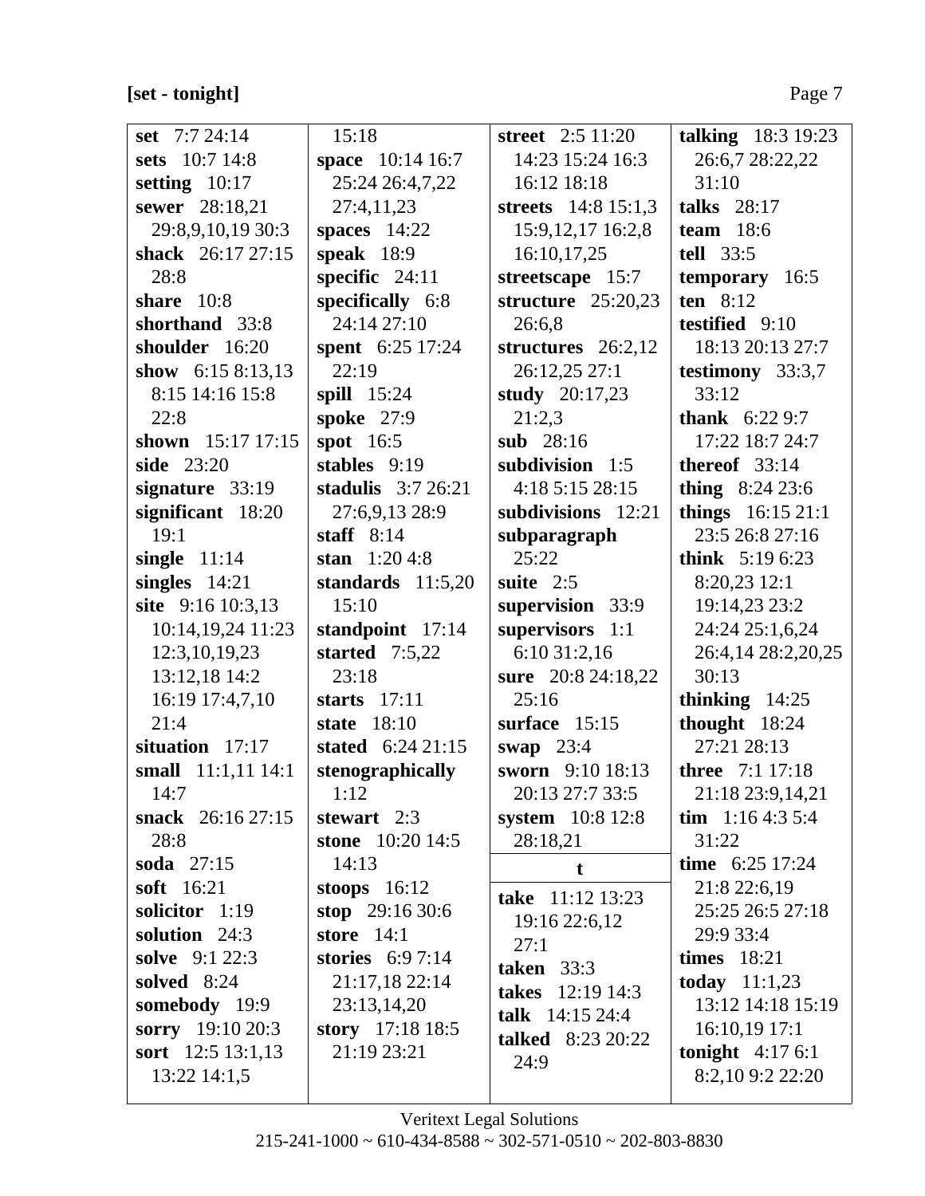**[set - tonight]**

**set** 7:7 24:14
**sets** 10:7 14:8
**setting** 10:17
**sewer** 28:18,21 29:8,9,10,19 30:3
**shack** 26:17 27:15 28:8
**share** 10:8
**shorthand** 33:8
**shoulder** 16:20
**show** 6:15 8:13,13 8:15 14:16 15:8 22:8
**shown** 15:17 17:15
**side** 23:20
**signature** 33:19
**significant** 18:20 19:1
**single** 11:14
**singles** 14:21
**site** 9:16 10:3,13 10:14,19,24 11:23 12:3,10,19,23 13:12,18 14:2 16:19 17:4,7,10 21:4
**situation** 17:17
**small** 11:1,11 14:1 14:7
**snack** 26:16 27:15 28:8
**soda** 27:15
**soft** 16:21
**solicitor** 1:19
**solution** 24:3
**solve** 9:1 22:3
**solved** 8:24
**somebody** 19:9
**sorry** 19:10 20:3
**sort** 12:5 13:1,13 13:22 14:1,5 15:18
**space** 10:14 16:7 25:24 26:4,7,22 27:4,11,23
**spaces** 14:22
**speak** 18:9
**specific** 24:11
**specifically** 6:8 24:14 27:10
**spent** 6:25 17:24 22:19
**spill** 15:24
**spoke** 27:9
**spot** 16:5
**stables** 9:19
**stadulis** 3:7 26:21 27:6,9,13 28:9
**staff** 8:14
**stan** 1:20 4:8
**standards** 11:5,20 15:10
**standpoint** 17:14
**started** 7:5,22 23:18
**starts** 17:11
**state** 18:10
**stated** 6:24 21:15
**stenographically** 1:12
**stewart** 2:3
**stone** 10:20 14:5 14:13
**stoops** 16:12
**stop** 29:16 30:6
**store** 14:1
**stories** 6:9 7:14 21:17,18 22:14 23:13,14,20
**story** 17:18 18:5 21:19 23:21
**street** 2:5 11:20 14:23 15:24 16:3 16:12 18:18
**streets** 14:8 15:1,3 15:9,12,17 16:2,8 16:10,17,25
**streetscape** 15:7
**structure** 25:20,23 26:6,8
**structures** 26:2,12 26:12,25 27:1
**study** 20:17,23 21:2,3
**sub** 28:16
**subdivision** 1:5 4:18 5:15 28:15
**subdivisions** 12:21
**subparagraph** 25:22
**suite** 2:5
**supervision** 33:9
**supervisors** 1:1 6:10 31:2,16
**sure** 20:8 24:18,22 25:16
**surface** 15:15
**swap** 23:4
**sworn** 9:10 18:13 20:13 27:7 33:5
**system** 10:8 12:8 28:18,21

**t**

**take** 11:12 13:23 19:16 22:6,12 27:1
**taken** 33:3
**takes** 12:19 14:3
**talk** 14:15 24:4
**talked** 8:23 20:22 24:9
**talking** 18:3 19:23 26:6,7 28:22,22 31:10
**talks** 28:17
**team** 18:6
**tell** 33:5
**temporary** 16:5
**ten** 8:12
**testified** 9:10 18:13 20:13 27:7
**testimony** 33:3,7 33:12
**thank** 6:22 9:7 17:22 18:7 24:7
**thereof** 33:14
**thing** 8:24 23:6
**things** 16:15 21:1 23:5 26:8 27:16
**think** 5:19 6:23 8:20,23 12:1 19:14,23 23:2 24:24 25:1,6,24 26:4,14 28:2,20,25 30:13
**thinking** 14:25
**thought** 18:24 27:21 28:13
**three** 7:1 17:18 21:18 23:9,14,21
**tim** 1:16 4:3 5:4 31:22
**time** 6:25 17:24 21:8 22:6,19 25:25 26:5 27:18 29:9 33:4
**times** 18:21
**today** 11:1,23 13:12 14:18 15:19 16:10,19 17:1
**tonight** 4:17 6:1 8:2,10 9:2 22:20

Veritext Legal Solutions
215-241-1000 ~ 610-434-8588 ~ 302-571-0510 ~ 202-803-8830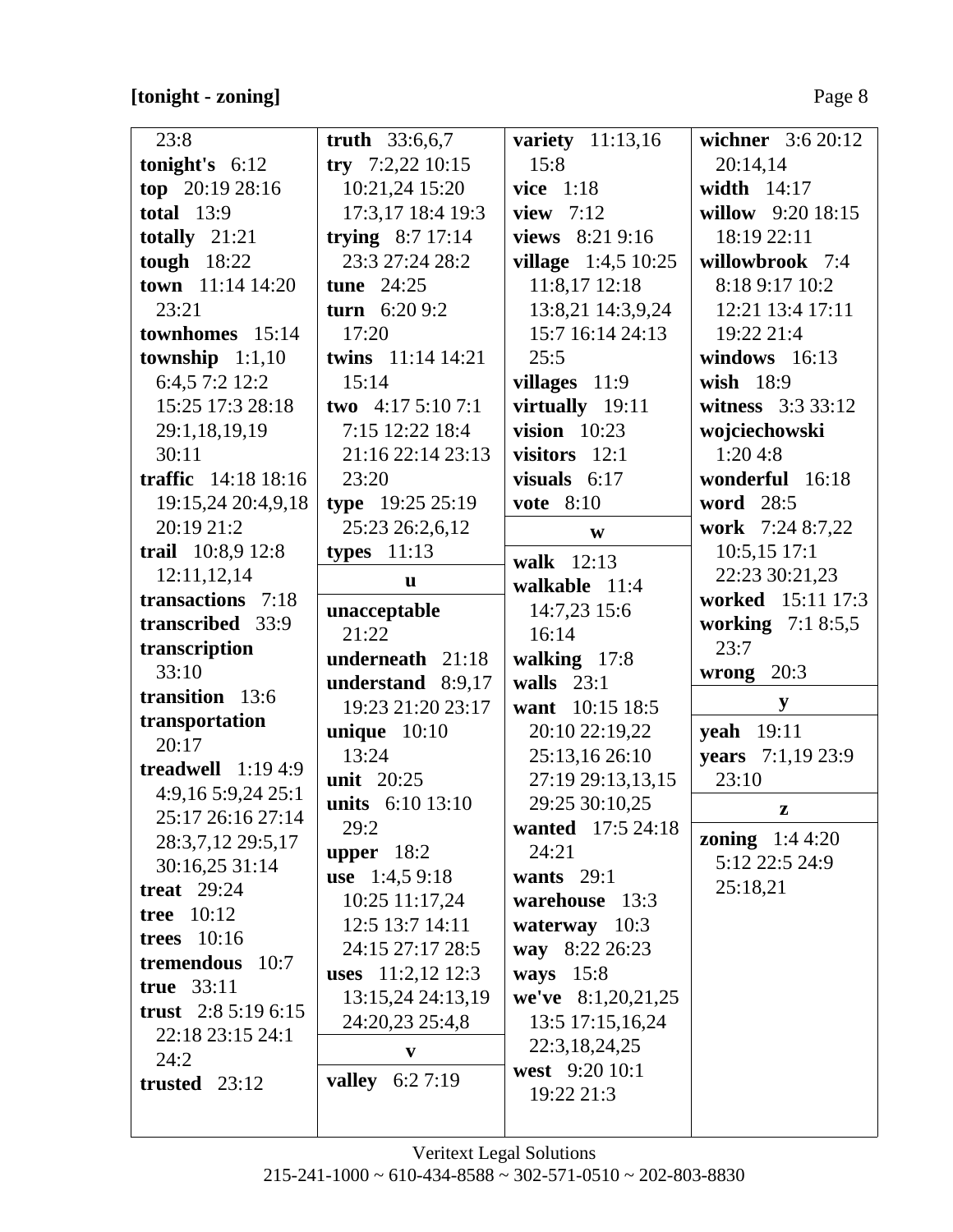**[tonight - zoning]**

23:8
**tonight's** 6:12
**top** 20:19 28:16
**total** 13:9
**totally** 21:21
**tough** 18:22
**town** 11:14 14:20 23:21
**townhomes** 15:14
**township** 1:1,10 6:4,5 7:2 12:2 15:25 17:3 28:18 29:1,18,19,19 30:11
**traffic** 14:18 18:16 19:15,24 20:4,9,18 20:19 21:2
**trail** 10:8,9 12:8 12:11,12,14
**transactions** 7:18
**transcribed** 33:9
**transcription** 33:10
**transition** 13:6
**transportation** 20:17
**treadwell** 1:19 4:9 4:9,16 5:9,24 25:1 25:17 26:16 27:14 28:3,7,12 29:5,17 30:16,25 31:14
**treat** 29:24
**tree** 10:12
**trees** 10:16
**tremendous** 10:7
**true** 33:11
**trust** 2:8 5:19 6:15 22:18 23:15 24:1 24:2
**trusted** 23:12
**truth** 33:6,6,7
**try** 7:2,22 10:15 10:21,24 15:20 17:3,17 18:4 19:3
**trying** 8:7 17:14 23:3 27:24 28:2
**tune** 24:25
**turn** 6:20 9:2 17:20
**twins** 11:14 14:21 15:14
**two** 4:17 5:10 7:1 7:15 12:22 18:4 21:16 22:14 23:13 23:20
**type** 19:25 25:19 25:23 26:2,6,12
**types** 11:13

**u**

**unacceptable** 21:22
**underneath** 21:18
**understand** 8:9,17 19:23 21:20 23:17
**unique** 10:10 13:24
**unit** 20:25
**units** 6:10 13:10 29:2
**upper** 18:2
**use** 1:4,5 9:18 10:25 11:17,24 12:5 13:7 14:11 24:15 27:17 28:5
**uses** 11:2,12 12:3 13:15,24 24:13,19 24:20,23 25:4,8

**v**

**valley** 6:2 7:19
**variety** 11:13,16 15:8
**vice** 1:18
**view** 7:12
**views** 8:21 9:16
**village** 1:4,5 10:25 11:8,17 12:18 13:8,21 14:3,9,24 15:7 16:14 24:13 25:5
**villages** 11:9
**virtually** 19:11
**vision** 10:23
**visitors** 12:1
**visuals** 6:17
**vote** 8:10

**w**

**walk** 12:13
**walkable** 11:4 14:7,23 15:6 16:14
**walking** 17:8
**walls** 23:1
**want** 10:15 18:5 20:10 22:19,22 25:13,16 26:10 27:19 29:13,13,15 29:25 30:10,25
**wanted** 17:5 24:18 24:21
**wants** 29:1
**warehouse** 13:3
**waterway** 10:3
**way** 8:22 26:23
**ways** 15:8
**we've** 8:1,20,21,25 13:5 17:15,16,24 22:3,18,24,25
**west** 9:20 10:1 19:22 21:3
**wichner** 3:6 20:12 20:14,14
**width** 14:17
**willow** 9:20 18:15 18:19 22:11
**willowbrook** 7:4 8:18 9:17 10:2 12:21 13:4 17:11 19:22 21:4
**windows** 16:13
**wish** 18:9
**witness** 3:3 33:12
**wojciechowski** 1:20 4:8
**wonderful** 16:18
**word** 28:5
**work** 7:24 8:7,22 10:5,15 17:1 22:23 30:21,23
**worked** 15:11 17:3
**working** 7:1 8:5,5 23:7
**wrong** 20:3

**y**

**yeah** 19:11
**years** 7:1,19 23:9 23:10

**z**

**zoning** 1:4 4:20 5:12 22:5 24:9 25:18,21

Veritext Legal Solutions
215-241-1000 ~ 610-434-8588 ~ 302-571-0510 ~ 202-803-8830